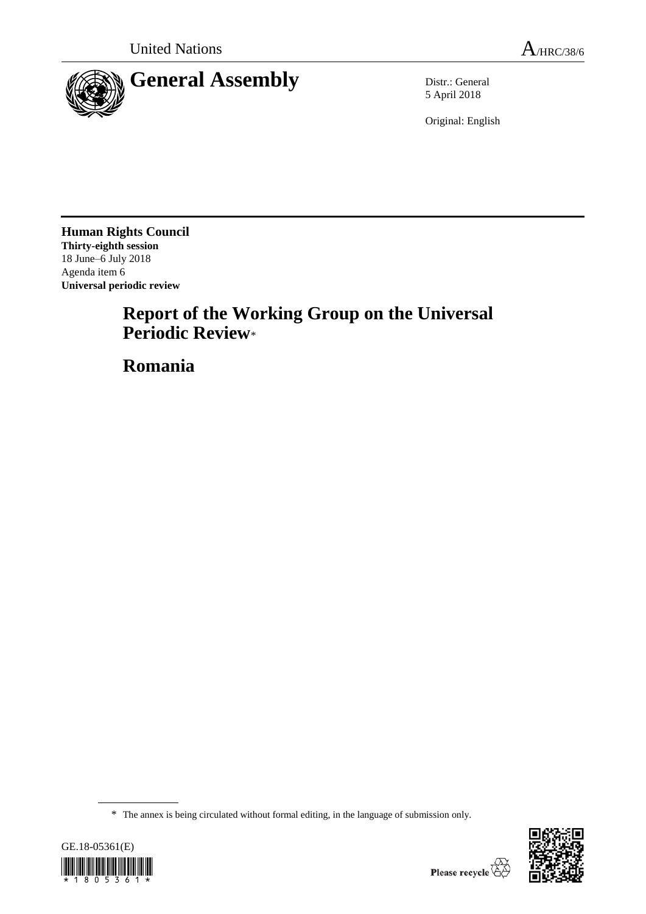United Nations A/HRC/38/6

# General Assembly

Distr.: General
5 April 2018

Original: English

**Human Rights Council**
**Thirty-eighth session**
18 June–6 July 2018
Agenda item 6
**Universal periodic review**

# Report of the Working Group on the Universal Periodic Review*

# Romania

\* The annex is being circulated without formal editing, in the language of submission only.

GE.18-05361(E)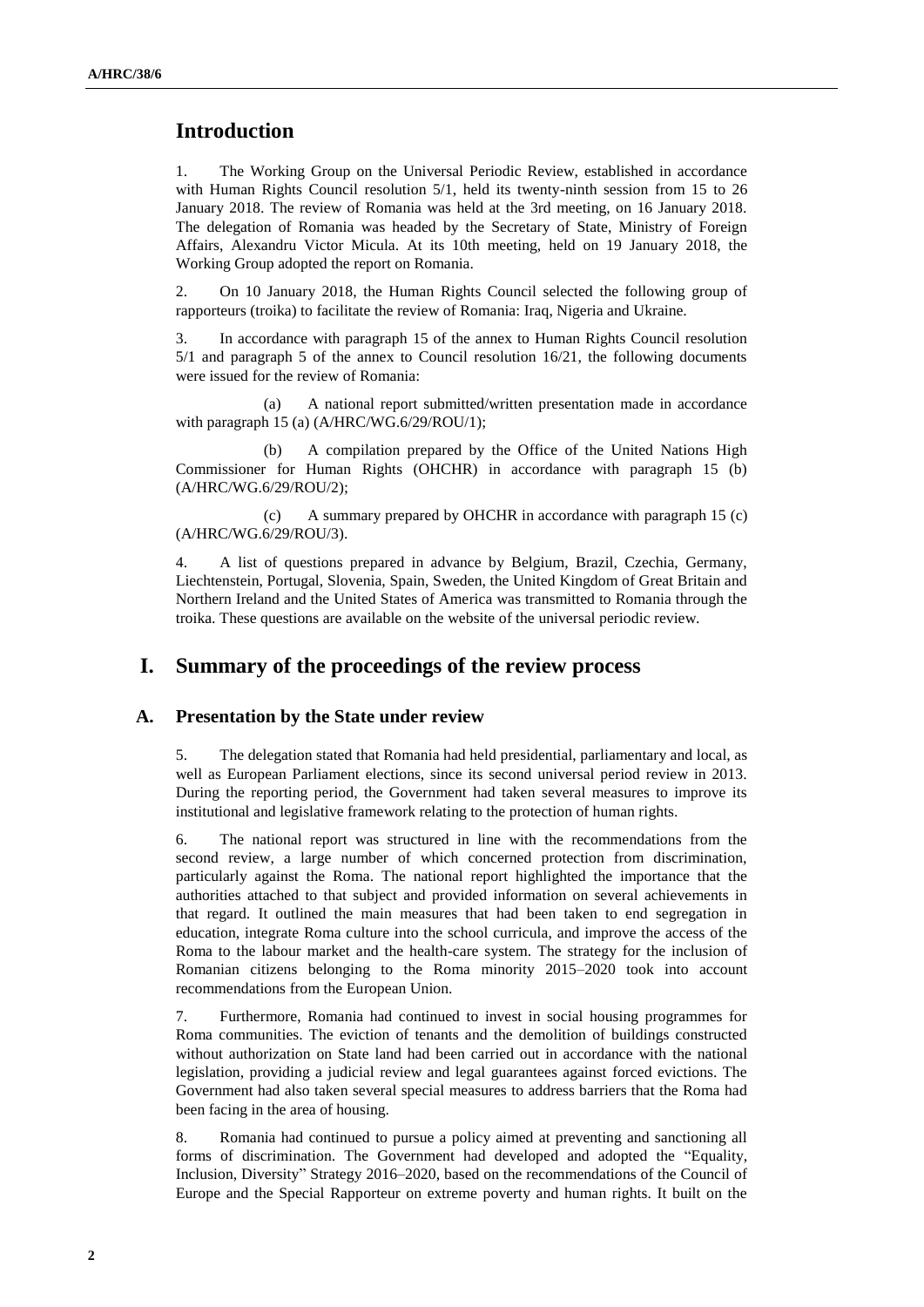## Introduction

1. The Working Group on the Universal Periodic Review, established in accordance with Human Rights Council resolution 5/1, held its twenty-ninth session from 15 to 26 January 2018. The review of Romania was held at the 3rd meeting, on 16 January 2018. The delegation of Romania was headed by the Secretary of State, Ministry of Foreign Affairs, Alexandru Victor Micula. At its 10th meeting, held on 19 January 2018, the Working Group adopted the report on Romania.

2. On 10 January 2018, the Human Rights Council selected the following group of rapporteurs (troika) to facilitate the review of Romania: Iraq, Nigeria and Ukraine.

3. In accordance with paragraph 15 of the annex to Human Rights Council resolution 5/1 and paragraph 5 of the annex to Council resolution 16/21, the following documents were issued for the review of Romania:

(a) A national report submitted/written presentation made in accordance with paragraph 15 (a) (A/HRC/WG.6/29/ROU/1);

(b) A compilation prepared by the Office of the United Nations High Commissioner for Human Rights (OHCHR) in accordance with paragraph 15 (b) (A/HRC/WG.6/29/ROU/2);

(c) A summary prepared by OHCHR in accordance with paragraph 15 (c) (A/HRC/WG.6/29/ROU/3).

4. A list of questions prepared in advance by Belgium, Brazil, Czechia, Germany, Liechtenstein, Portugal, Slovenia, Spain, Sweden, the United Kingdom of Great Britain and Northern Ireland and the United States of America was transmitted to Romania through the troika. These questions are available on the website of the universal periodic review.

## I. Summary of the proceedings of the review process

### A. Presentation by the State under review

5. The delegation stated that Romania had held presidential, parliamentary and local, as well as European Parliament elections, since its second universal period review in 2013. During the reporting period, the Government had taken several measures to improve its institutional and legislative framework relating to the protection of human rights.

6. The national report was structured in line with the recommendations from the second review, a large number of which concerned protection from discrimination, particularly against the Roma. The national report highlighted the importance that the authorities attached to that subject and provided information on several achievements in that regard. It outlined the main measures that had been taken to end segregation in education, integrate Roma culture into the school curricula, and improve the access of the Roma to the labour market and the health-care system. The strategy for the inclusion of Romanian citizens belonging to the Roma minority 2015–2020 took into account recommendations from the European Union.

7. Furthermore, Romania had continued to invest in social housing programmes for Roma communities. The eviction of tenants and the demolition of buildings constructed without authorization on State land had been carried out in accordance with the national legislation, providing a judicial review and legal guarantees against forced evictions. The Government had also taken several special measures to address barriers that the Roma had been facing in the area of housing.

8. Romania had continued to pursue a policy aimed at preventing and sanctioning all forms of discrimination. The Government had developed and adopted the "Equality, Inclusion, Diversity" Strategy 2016–2020, based on the recommendations of the Council of Europe and the Special Rapporteur on extreme poverty and human rights. It built on the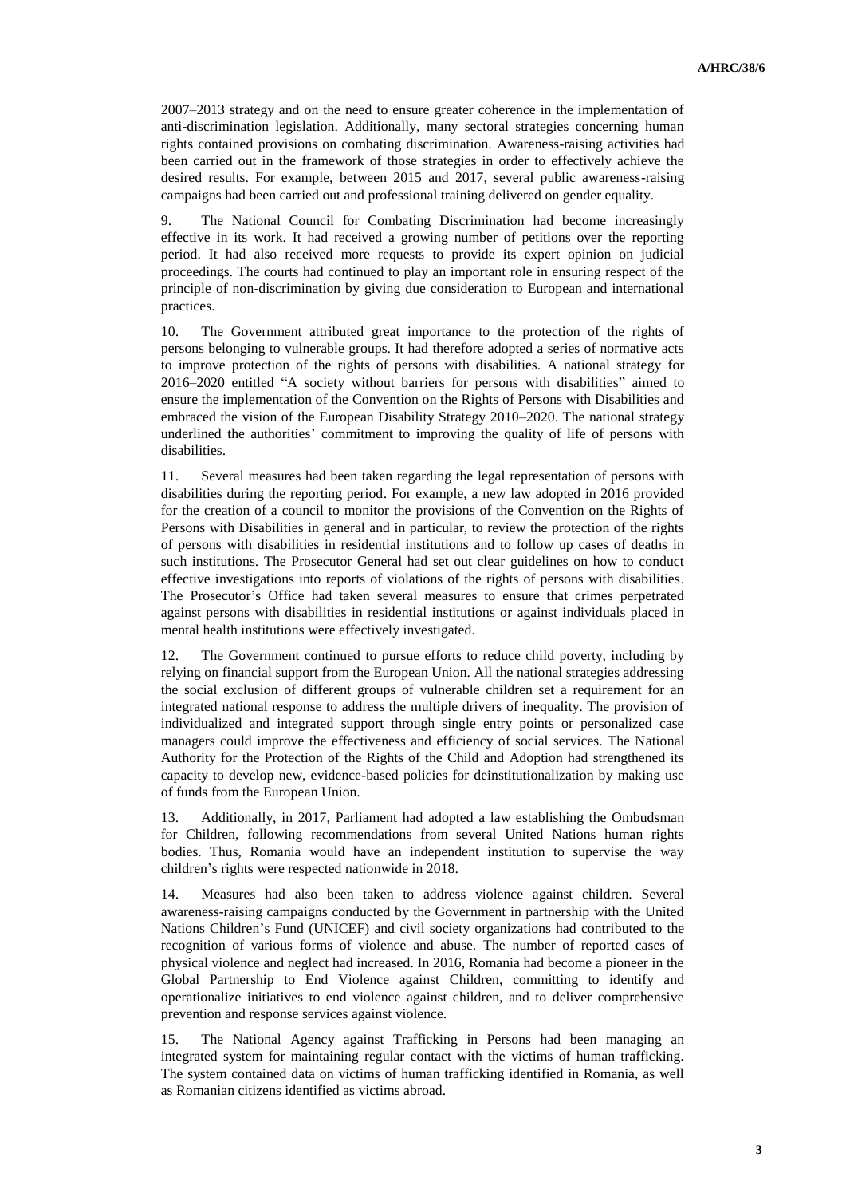2007–2013 strategy and on the need to ensure greater coherence in the implementation of anti-discrimination legislation. Additionally, many sectoral strategies concerning human rights contained provisions on combating discrimination. Awareness-raising activities had been carried out in the framework of those strategies in order to effectively achieve the desired results. For example, between 2015 and 2017, several public awareness-raising campaigns had been carried out and professional training delivered on gender equality.

9. The National Council for Combating Discrimination had become increasingly effective in its work. It had received a growing number of petitions over the reporting period. It had also received more requests to provide its expert opinion on judicial proceedings. The courts had continued to play an important role in ensuring respect of the principle of non-discrimination by giving due consideration to European and international practices.

10. The Government attributed great importance to the protection of the rights of persons belonging to vulnerable groups. It had therefore adopted a series of normative acts to improve protection of the rights of persons with disabilities. A national strategy for 2016–2020 entitled "A society without barriers for persons with disabilities" aimed to ensure the implementation of the Convention on the Rights of Persons with Disabilities and embraced the vision of the European Disability Strategy 2010–2020. The national strategy underlined the authorities' commitment to improving the quality of life of persons with disabilities.

11. Several measures had been taken regarding the legal representation of persons with disabilities during the reporting period. For example, a new law adopted in 2016 provided for the creation of a council to monitor the provisions of the Convention on the Rights of Persons with Disabilities in general and in particular, to review the protection of the rights of persons with disabilities in residential institutions and to follow up cases of deaths in such institutions. The Prosecutor General had set out clear guidelines on how to conduct effective investigations into reports of violations of the rights of persons with disabilities. The Prosecutor's Office had taken several measures to ensure that crimes perpetrated against persons with disabilities in residential institutions or against individuals placed in mental health institutions were effectively investigated.

12. The Government continued to pursue efforts to reduce child poverty, including by relying on financial support from the European Union. All the national strategies addressing the social exclusion of different groups of vulnerable children set a requirement for an integrated national response to address the multiple drivers of inequality. The provision of individualized and integrated support through single entry points or personalized case managers could improve the effectiveness and efficiency of social services. The National Authority for the Protection of the Rights of the Child and Adoption had strengthened its capacity to develop new, evidence-based policies for deinstitutionalization by making use of funds from the European Union.

13. Additionally, in 2017, Parliament had adopted a law establishing the Ombudsman for Children, following recommendations from several United Nations human rights bodies. Thus, Romania would have an independent institution to supervise the way children's rights were respected nationwide in 2018.

14. Measures had also been taken to address violence against children. Several awareness-raising campaigns conducted by the Government in partnership with the United Nations Children's Fund (UNICEF) and civil society organizations had contributed to the recognition of various forms of violence and abuse. The number of reported cases of physical violence and neglect had increased. In 2016, Romania had become a pioneer in the Global Partnership to End Violence against Children, committing to identify and operationalize initiatives to end violence against children, and to deliver comprehensive prevention and response services against violence.

15. The National Agency against Trafficking in Persons had been managing an integrated system for maintaining regular contact with the victims of human trafficking. The system contained data on victims of human trafficking identified in Romania, as well as Romanian citizens identified as victims abroad.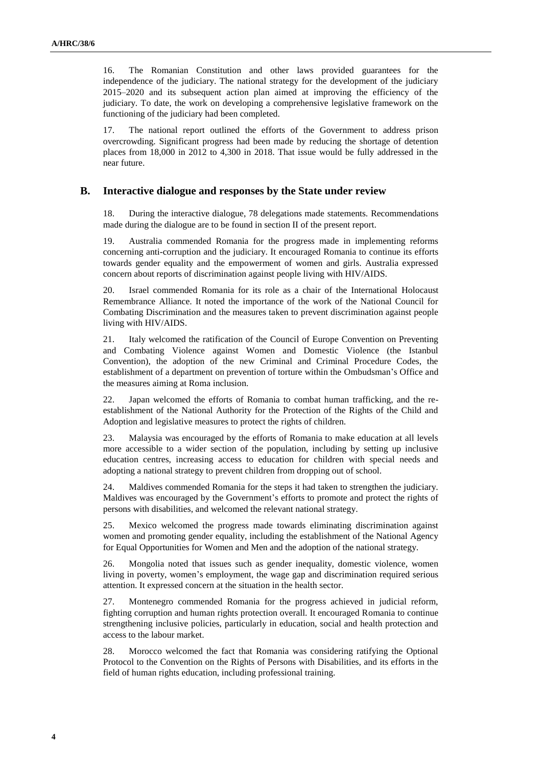16. The Romanian Constitution and other laws provided guarantees for the independence of the judiciary. The national strategy for the development of the judiciary 2015–2020 and its subsequent action plan aimed at improving the efficiency of the judiciary. To date, the work on developing a comprehensive legislative framework on the functioning of the judiciary had been completed.

17. The national report outlined the efforts of the Government to address prison overcrowding. Significant progress had been made by reducing the shortage of detention places from 18,000 in 2012 to 4,300 in 2018. That issue would be fully addressed in the near future.

## B. Interactive dialogue and responses by the State under review

18. During the interactive dialogue, 78 delegations made statements. Recommendations made during the dialogue are to be found in section II of the present report.

19. Australia commended Romania for the progress made in implementing reforms concerning anti-corruption and the judiciary. It encouraged Romania to continue its efforts towards gender equality and the empowerment of women and girls. Australia expressed concern about reports of discrimination against people living with HIV/AIDS.

20. Israel commended Romania for its role as a chair of the International Holocaust Remembrance Alliance. It noted the importance of the work of the National Council for Combating Discrimination and the measures taken to prevent discrimination against people living with HIV/AIDS.

21. Italy welcomed the ratification of the Council of Europe Convention on Preventing and Combating Violence against Women and Domestic Violence (the Istanbul Convention), the adoption of the new Criminal and Criminal Procedure Codes, the establishment of a department on prevention of torture within the Ombudsman's Office and the measures aiming at Roma inclusion.

22. Japan welcomed the efforts of Romania to combat human trafficking, and the re-establishment of the National Authority for the Protection of the Rights of the Child and Adoption and legislative measures to protect the rights of children.

23. Malaysia was encouraged by the efforts of Romania to make education at all levels more accessible to a wider section of the population, including by setting up inclusive education centres, increasing access to education for children with special needs and adopting a national strategy to prevent children from dropping out of school.

24. Maldives commended Romania for the steps it had taken to strengthen the judiciary. Maldives was encouraged by the Government's efforts to promote and protect the rights of persons with disabilities, and welcomed the relevant national strategy.

25. Mexico welcomed the progress made towards eliminating discrimination against women and promoting gender equality, including the establishment of the National Agency for Equal Opportunities for Women and Men and the adoption of the national strategy.

26. Mongolia noted that issues such as gender inequality, domestic violence, women living in poverty, women's employment, the wage gap and discrimination required serious attention. It expressed concern at the situation in the health sector.

27. Montenegro commended Romania for the progress achieved in judicial reform, fighting corruption and human rights protection overall. It encouraged Romania to continue strengthening inclusive policies, particularly in education, social and health protection and access to the labour market.

28. Morocco welcomed the fact that Romania was considering ratifying the Optional Protocol to the Convention on the Rights of Persons with Disabilities, and its efforts in the field of human rights education, including professional training.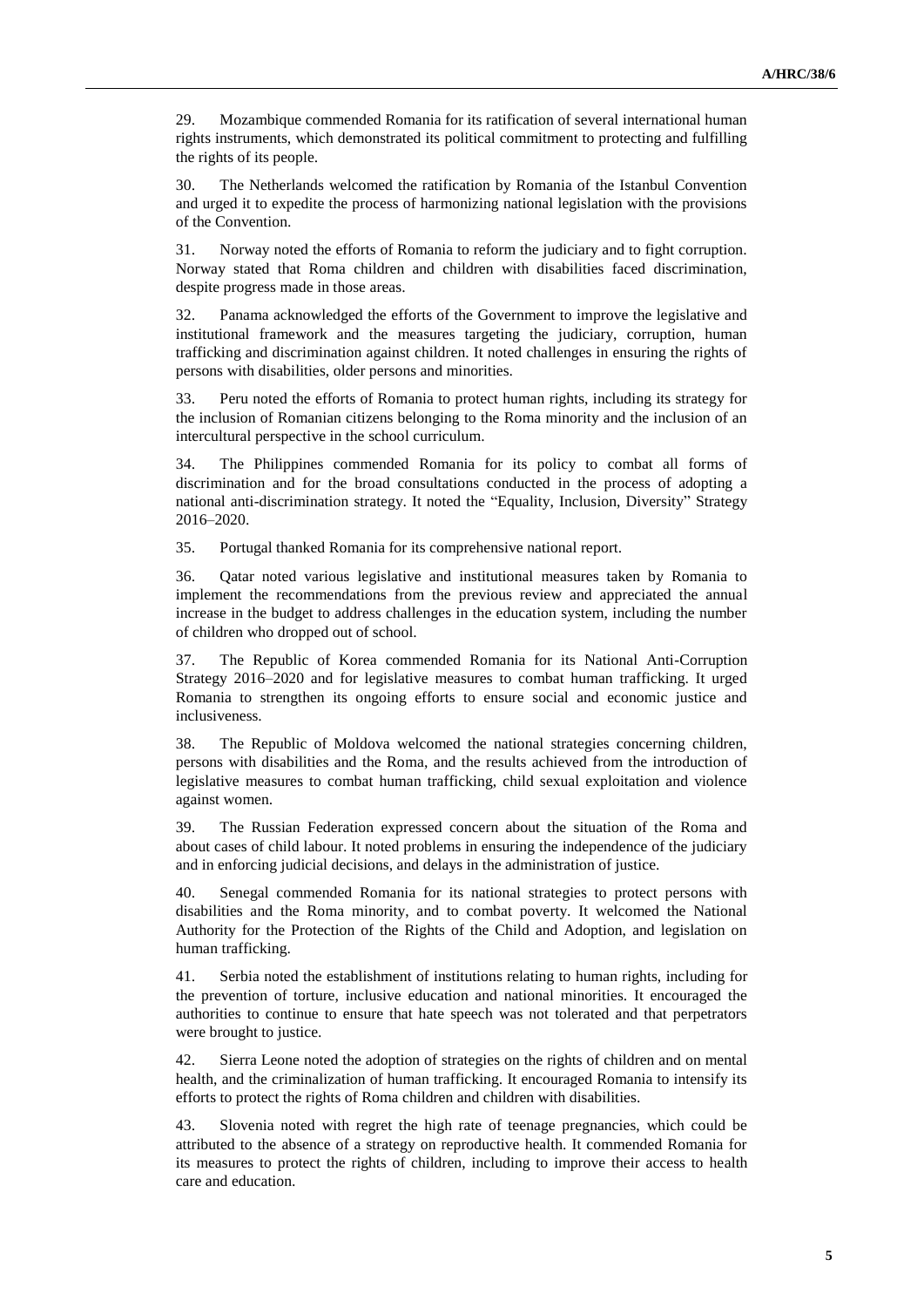29. Mozambique commended Romania for its ratification of several international human rights instruments, which demonstrated its political commitment to protecting and fulfilling the rights of its people.

30. The Netherlands welcomed the ratification by Romania of the Istanbul Convention and urged it to expedite the process of harmonizing national legislation with the provisions of the Convention.

31. Norway noted the efforts of Romania to reform the judiciary and to fight corruption. Norway stated that Roma children and children with disabilities faced discrimination, despite progress made in those areas.

32. Panama acknowledged the efforts of the Government to improve the legislative and institutional framework and the measures targeting the judiciary, corruption, human trafficking and discrimination against children. It noted challenges in ensuring the rights of persons with disabilities, older persons and minorities.

33. Peru noted the efforts of Romania to protect human rights, including its strategy for the inclusion of Romanian citizens belonging to the Roma minority and the inclusion of an intercultural perspective in the school curriculum.

34. The Philippines commended Romania for its policy to combat all forms of discrimination and for the broad consultations conducted in the process of adopting a national anti-discrimination strategy. It noted the "Equality, Inclusion, Diversity" Strategy 2016–2020.

35. Portugal thanked Romania for its comprehensive national report.

36. Qatar noted various legislative and institutional measures taken by Romania to implement the recommendations from the previous review and appreciated the annual increase in the budget to address challenges in the education system, including the number of children who dropped out of school.

37. The Republic of Korea commended Romania for its National Anti-Corruption Strategy 2016–2020 and for legislative measures to combat human trafficking. It urged Romania to strengthen its ongoing efforts to ensure social and economic justice and inclusiveness.

38. The Republic of Moldova welcomed the national strategies concerning children, persons with disabilities and the Roma, and the results achieved from the introduction of legislative measures to combat human trafficking, child sexual exploitation and violence against women.

39. The Russian Federation expressed concern about the situation of the Roma and about cases of child labour. It noted problems in ensuring the independence of the judiciary and in enforcing judicial decisions, and delays in the administration of justice.

40. Senegal commended Romania for its national strategies to protect persons with disabilities and the Roma minority, and to combat poverty. It welcomed the National Authority for the Protection of the Rights of the Child and Adoption, and legislation on human trafficking.

41. Serbia noted the establishment of institutions relating to human rights, including for the prevention of torture, inclusive education and national minorities. It encouraged the authorities to continue to ensure that hate speech was not tolerated and that perpetrators were brought to justice.

42. Sierra Leone noted the adoption of strategies on the rights of children and on mental health, and the criminalization of human trafficking. It encouraged Romania to intensify its efforts to protect the rights of Roma children and children with disabilities.

43. Slovenia noted with regret the high rate of teenage pregnancies, which could be attributed to the absence of a strategy on reproductive health. It commended Romania for its measures to protect the rights of children, including to improve their access to health care and education.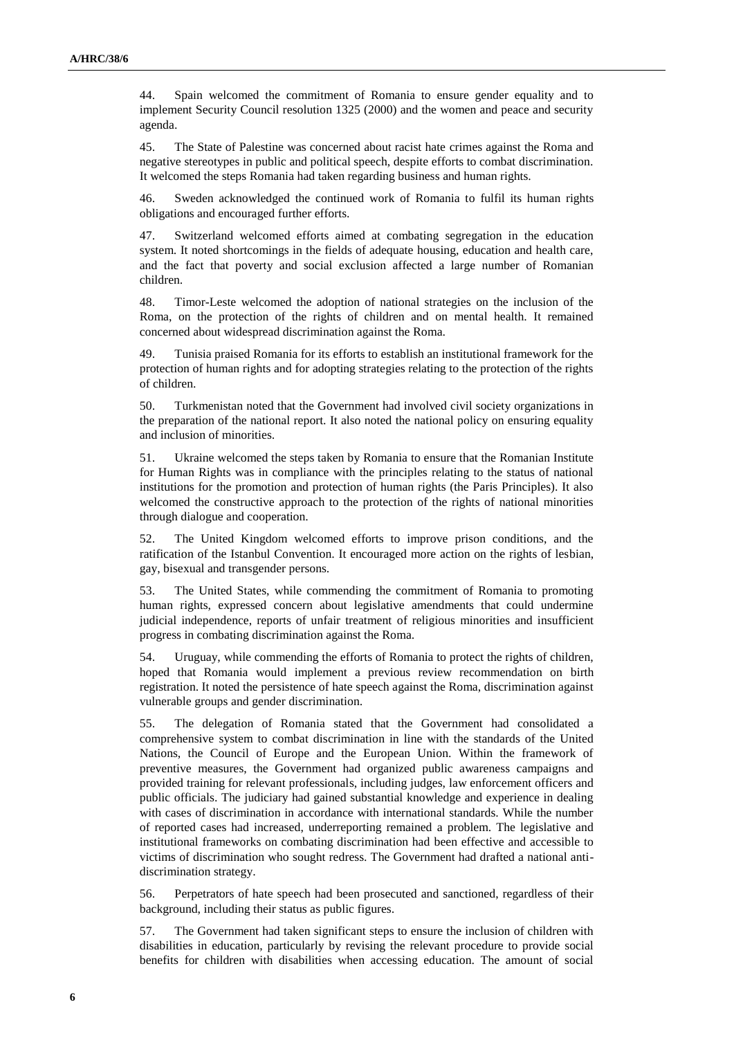44. Spain welcomed the commitment of Romania to ensure gender equality and to implement Security Council resolution 1325 (2000) and the women and peace and security agenda.

45. The State of Palestine was concerned about racist hate crimes against the Roma and negative stereotypes in public and political speech, despite efforts to combat discrimination. It welcomed the steps Romania had taken regarding business and human rights.

46. Sweden acknowledged the continued work of Romania to fulfil its human rights obligations and encouraged further efforts.

47. Switzerland welcomed efforts aimed at combating segregation in the education system. It noted shortcomings in the fields of adequate housing, education and health care, and the fact that poverty and social exclusion affected a large number of Romanian children.

48. Timor-Leste welcomed the adoption of national strategies on the inclusion of the Roma, on the protection of the rights of children and on mental health. It remained concerned about widespread discrimination against the Roma.

49. Tunisia praised Romania for its efforts to establish an institutional framework for the protection of human rights and for adopting strategies relating to the protection of the rights of children.

50. Turkmenistan noted that the Government had involved civil society organizations in the preparation of the national report. It also noted the national policy on ensuring equality and inclusion of minorities.

51. Ukraine welcomed the steps taken by Romania to ensure that the Romanian Institute for Human Rights was in compliance with the principles relating to the status of national institutions for the promotion and protection of human rights (the Paris Principles). It also welcomed the constructive approach to the protection of the rights of national minorities through dialogue and cooperation.

52. The United Kingdom welcomed efforts to improve prison conditions, and the ratification of the Istanbul Convention. It encouraged more action on the rights of lesbian, gay, bisexual and transgender persons.

53. The United States, while commending the commitment of Romania to promoting human rights, expressed concern about legislative amendments that could undermine judicial independence, reports of unfair treatment of religious minorities and insufficient progress in combating discrimination against the Roma.

54. Uruguay, while commending the efforts of Romania to protect the rights of children, hoped that Romania would implement a previous review recommendation on birth registration. It noted the persistence of hate speech against the Roma, discrimination against vulnerable groups and gender discrimination.

55. The delegation of Romania stated that the Government had consolidated a comprehensive system to combat discrimination in line with the standards of the United Nations, the Council of Europe and the European Union. Within the framework of preventive measures, the Government had organized public awareness campaigns and provided training for relevant professionals, including judges, law enforcement officers and public officials. The judiciary had gained substantial knowledge and experience in dealing with cases of discrimination in accordance with international standards. While the number of reported cases had increased, underreporting remained a problem. The legislative and institutional frameworks on combating discrimination had been effective and accessible to victims of discrimination who sought redress. The Government had drafted a national anti-discrimination strategy.

56. Perpetrators of hate speech had been prosecuted and sanctioned, regardless of their background, including their status as public figures.

57. The Government had taken significant steps to ensure the inclusion of children with disabilities in education, particularly by revising the relevant procedure to provide social benefits for children with disabilities when accessing education. The amount of social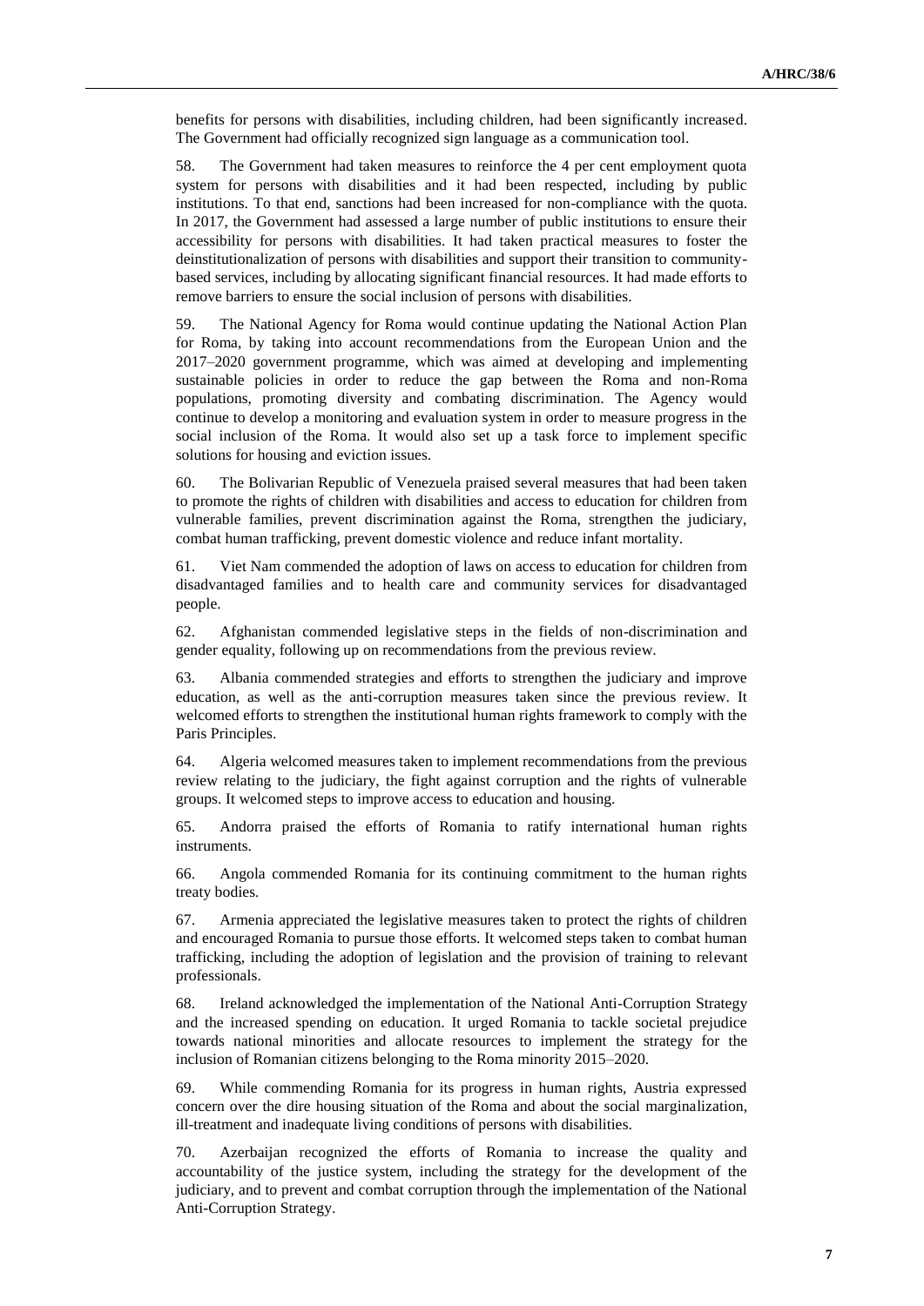benefits for persons with disabilities, including children, had been significantly increased. The Government had officially recognized sign language as a communication tool.

58. The Government had taken measures to reinforce the 4 per cent employment quota system for persons with disabilities and it had been respected, including by public institutions. To that end, sanctions had been increased for non-compliance with the quota. In 2017, the Government had assessed a large number of public institutions to ensure their accessibility for persons with disabilities. It had taken practical measures to foster the deinstitutionalization of persons with disabilities and support their transition to community-based services, including by allocating significant financial resources. It had made efforts to remove barriers to ensure the social inclusion of persons with disabilities.

59. The National Agency for Roma would continue updating the National Action Plan for Roma, by taking into account recommendations from the European Union and the 2017–2020 government programme, which was aimed at developing and implementing sustainable policies in order to reduce the gap between the Roma and non-Roma populations, promoting diversity and combating discrimination. The Agency would continue to develop a monitoring and evaluation system in order to measure progress in the social inclusion of the Roma. It would also set up a task force to implement specific solutions for housing and eviction issues.

60. The Bolivarian Republic of Venezuela praised several measures that had been taken to promote the rights of children with disabilities and access to education for children from vulnerable families, prevent discrimination against the Roma, strengthen the judiciary, combat human trafficking, prevent domestic violence and reduce infant mortality.

61. Viet Nam commended the adoption of laws on access to education for children from disadvantaged families and to health care and community services for disadvantaged people.

62. Afghanistan commended legislative steps in the fields of non-discrimination and gender equality, following up on recommendations from the previous review.

63. Albania commended strategies and efforts to strengthen the judiciary and improve education, as well as the anti-corruption measures taken since the previous review. It welcomed efforts to strengthen the institutional human rights framework to comply with the Paris Principles.

64. Algeria welcomed measures taken to implement recommendations from the previous review relating to the judiciary, the fight against corruption and the rights of vulnerable groups. It welcomed steps to improve access to education and housing.

65. Andorra praised the efforts of Romania to ratify international human rights instruments.

66. Angola commended Romania for its continuing commitment to the human rights treaty bodies.

67. Armenia appreciated the legislative measures taken to protect the rights of children and encouraged Romania to pursue those efforts. It welcomed steps taken to combat human trafficking, including the adoption of legislation and the provision of training to relevant professionals.

68. Ireland acknowledged the implementation of the National Anti-Corruption Strategy and the increased spending on education. It urged Romania to tackle societal prejudice towards national minorities and allocate resources to implement the strategy for the inclusion of Romanian citizens belonging to the Roma minority 2015–2020.

69. While commending Romania for its progress in human rights, Austria expressed concern over the dire housing situation of the Roma and about the social marginalization, ill-treatment and inadequate living conditions of persons with disabilities.

70. Azerbaijan recognized the efforts of Romania to increase the quality and accountability of the justice system, including the strategy for the development of the judiciary, and to prevent and combat corruption through the implementation of the National Anti-Corruption Strategy.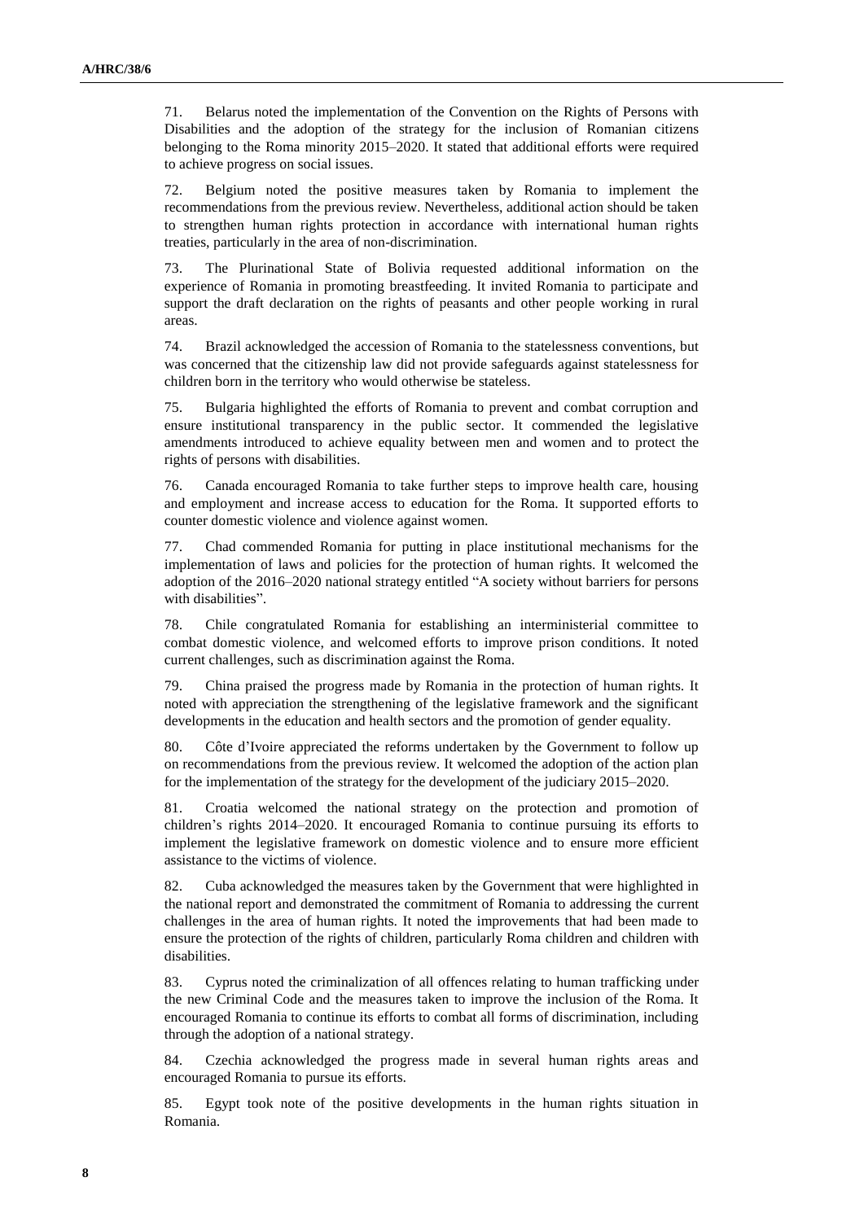71. Belarus noted the implementation of the Convention on the Rights of Persons with Disabilities and the adoption of the strategy for the inclusion of Romanian citizens belonging to the Roma minority 2015–2020. It stated that additional efforts were required to achieve progress on social issues.

72. Belgium noted the positive measures taken by Romania to implement the recommendations from the previous review. Nevertheless, additional action should be taken to strengthen human rights protection in accordance with international human rights treaties, particularly in the area of non-discrimination.

73. The Plurinational State of Bolivia requested additional information on the experience of Romania in promoting breastfeeding. It invited Romania to participate and support the draft declaration on the rights of peasants and other people working in rural areas.

74. Brazil acknowledged the accession of Romania to the statelessness conventions, but was concerned that the citizenship law did not provide safeguards against statelessness for children born in the territory who would otherwise be stateless.

75. Bulgaria highlighted the efforts of Romania to prevent and combat corruption and ensure institutional transparency in the public sector. It commended the legislative amendments introduced to achieve equality between men and women and to protect the rights of persons with disabilities.

76. Canada encouraged Romania to take further steps to improve health care, housing and employment and increase access to education for the Roma. It supported efforts to counter domestic violence and violence against women.

77. Chad commended Romania for putting in place institutional mechanisms for the implementation of laws and policies for the protection of human rights. It welcomed the adoption of the 2016–2020 national strategy entitled "A society without barriers for persons with disabilities".

78. Chile congratulated Romania for establishing an interministerial committee to combat domestic violence, and welcomed efforts to improve prison conditions. It noted current challenges, such as discrimination against the Roma.

79. China praised the progress made by Romania in the protection of human rights. It noted with appreciation the strengthening of the legislative framework and the significant developments in the education and health sectors and the promotion of gender equality.

80. Côte d'Ivoire appreciated the reforms undertaken by the Government to follow up on recommendations from the previous review. It welcomed the adoption of the action plan for the implementation of the strategy for the development of the judiciary 2015–2020.

81. Croatia welcomed the national strategy on the protection and promotion of children's rights 2014–2020. It encouraged Romania to continue pursuing its efforts to implement the legislative framework on domestic violence and to ensure more efficient assistance to the victims of violence.

82. Cuba acknowledged the measures taken by the Government that were highlighted in the national report and demonstrated the commitment of Romania to addressing the current challenges in the area of human rights. It noted the improvements that had been made to ensure the protection of the rights of children, particularly Roma children and children with disabilities.

83. Cyprus noted the criminalization of all offences relating to human trafficking under the new Criminal Code and the measures taken to improve the inclusion of the Roma. It encouraged Romania to continue its efforts to combat all forms of discrimination, including through the adoption of a national strategy.

84. Czechia acknowledged the progress made in several human rights areas and encouraged Romania to pursue its efforts.

85. Egypt took note of the positive developments in the human rights situation in Romania.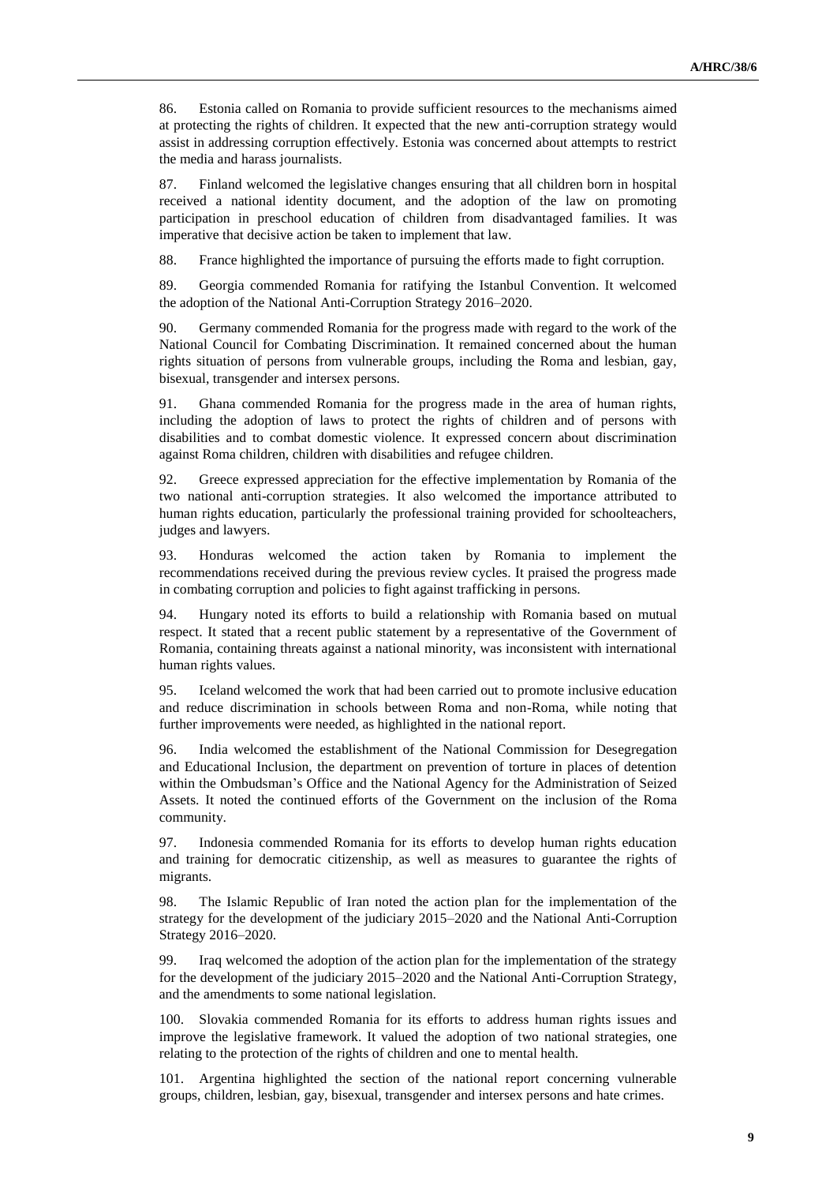86. Estonia called on Romania to provide sufficient resources to the mechanisms aimed at protecting the rights of children. It expected that the new anti-corruption strategy would assist in addressing corruption effectively. Estonia was concerned about attempts to restrict the media and harass journalists.

87. Finland welcomed the legislative changes ensuring that all children born in hospital received a national identity document, and the adoption of the law on promoting participation in preschool education of children from disadvantaged families. It was imperative that decisive action be taken to implement that law.

88. France highlighted the importance of pursuing the efforts made to fight corruption.

89. Georgia commended Romania for ratifying the Istanbul Convention. It welcomed the adoption of the National Anti-Corruption Strategy 2016–2020.

90. Germany commended Romania for the progress made with regard to the work of the National Council for Combating Discrimination. It remained concerned about the human rights situation of persons from vulnerable groups, including the Roma and lesbian, gay, bisexual, transgender and intersex persons.

91. Ghana commended Romania for the progress made in the area of human rights, including the adoption of laws to protect the rights of children and of persons with disabilities and to combat domestic violence. It expressed concern about discrimination against Roma children, children with disabilities and refugee children.

92. Greece expressed appreciation for the effective implementation by Romania of the two national anti-corruption strategies. It also welcomed the importance attributed to human rights education, particularly the professional training provided for schoolteachers, judges and lawyers.

93. Honduras welcomed the action taken by Romania to implement the recommendations received during the previous review cycles. It praised the progress made in combating corruption and policies to fight against trafficking in persons.

94. Hungary noted its efforts to build a relationship with Romania based on mutual respect. It stated that a recent public statement by a representative of the Government of Romania, containing threats against a national minority, was inconsistent with international human rights values.

95. Iceland welcomed the work that had been carried out to promote inclusive education and reduce discrimination in schools between Roma and non-Roma, while noting that further improvements were needed, as highlighted in the national report.

96. India welcomed the establishment of the National Commission for Desegregation and Educational Inclusion, the department on prevention of torture in places of detention within the Ombudsman's Office and the National Agency for the Administration of Seized Assets. It noted the continued efforts of the Government on the inclusion of the Roma community.

97. Indonesia commended Romania for its efforts to develop human rights education and training for democratic citizenship, as well as measures to guarantee the rights of migrants.

98. The Islamic Republic of Iran noted the action plan for the implementation of the strategy for the development of the judiciary 2015–2020 and the National Anti-Corruption Strategy 2016–2020.

99. Iraq welcomed the adoption of the action plan for the implementation of the strategy for the development of the judiciary 2015–2020 and the National Anti-Corruption Strategy, and the amendments to some national legislation.

100. Slovakia commended Romania for its efforts to address human rights issues and improve the legislative framework. It valued the adoption of two national strategies, one relating to the protection of the rights of children and one to mental health.

101. Argentina highlighted the section of the national report concerning vulnerable groups, children, lesbian, gay, bisexual, transgender and intersex persons and hate crimes.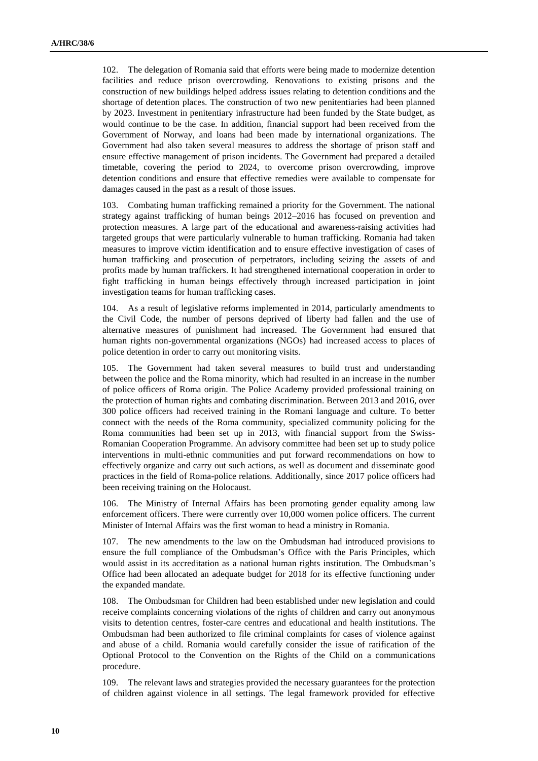102. The delegation of Romania said that efforts were being made to modernize detention facilities and reduce prison overcrowding. Renovations to existing prisons and the construction of new buildings helped address issues relating to detention conditions and the shortage of detention places. The construction of two new penitentiaries had been planned by 2023. Investment in penitentiary infrastructure had been funded by the State budget, as would continue to be the case. In addition, financial support had been received from the Government of Norway, and loans had been made by international organizations. The Government had also taken several measures to address the shortage of prison staff and ensure effective management of prison incidents. The Government had prepared a detailed timetable, covering the period to 2024, to overcome prison overcrowding, improve detention conditions and ensure that effective remedies were available to compensate for damages caused in the past as a result of those issues.

103. Combating human trafficking remained a priority for the Government. The national strategy against trafficking of human beings 2012–2016 has focused on prevention and protection measures. A large part of the educational and awareness-raising activities had targeted groups that were particularly vulnerable to human trafficking. Romania had taken measures to improve victim identification and to ensure effective investigation of cases of human trafficking and prosecution of perpetrators, including seizing the assets of and profits made by human traffickers. It had strengthened international cooperation in order to fight trafficking in human beings effectively through increased participation in joint investigation teams for human trafficking cases.

104. As a result of legislative reforms implemented in 2014, particularly amendments to the Civil Code, the number of persons deprived of liberty had fallen and the use of alternative measures of punishment had increased. The Government had ensured that human rights non-governmental organizations (NGOs) had increased access to places of police detention in order to carry out monitoring visits.

105. The Government had taken several measures to build trust and understanding between the police and the Roma minority, which had resulted in an increase in the number of police officers of Roma origin. The Police Academy provided professional training on the protection of human rights and combating discrimination. Between 2013 and 2016, over 300 police officers had received training in the Romani language and culture. To better connect with the needs of the Roma community, specialized community policing for the Roma communities had been set up in 2013, with financial support from the Swiss-Romanian Cooperation Programme. An advisory committee had been set up to study police interventions in multi-ethnic communities and put forward recommendations on how to effectively organize and carry out such actions, as well as document and disseminate good practices in the field of Roma-police relations. Additionally, since 2017 police officers had been receiving training on the Holocaust.

106. The Ministry of Internal Affairs has been promoting gender equality among law enforcement officers. There were currently over 10,000 women police officers. The current Minister of Internal Affairs was the first woman to head a ministry in Romania.

107. The new amendments to the law on the Ombudsman had introduced provisions to ensure the full compliance of the Ombudsman's Office with the Paris Principles, which would assist in its accreditation as a national human rights institution. The Ombudsman's Office had been allocated an adequate budget for 2018 for its effective functioning under the expanded mandate.

108. The Ombudsman for Children had been established under new legislation and could receive complaints concerning violations of the rights of children and carry out anonymous visits to detention centres, foster-care centres and educational and health institutions. The Ombudsman had been authorized to file criminal complaints for cases of violence against and abuse of a child. Romania would carefully consider the issue of ratification of the Optional Protocol to the Convention on the Rights of the Child on a communications procedure.

109. The relevant laws and strategies provided the necessary guarantees for the protection of children against violence in all settings. The legal framework provided for effective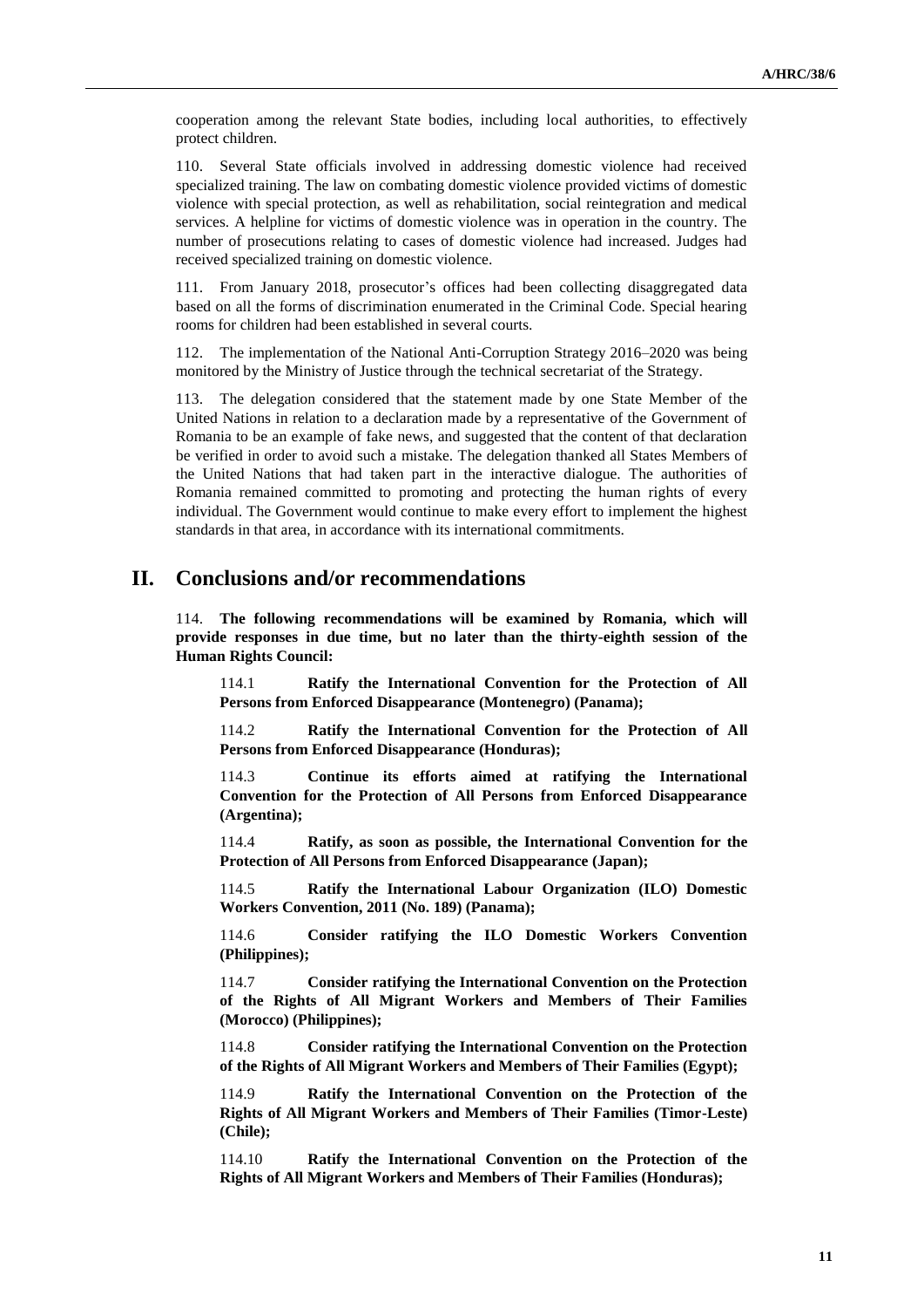cooperation among the relevant State bodies, including local authorities, to effectively protect children.

110. Several State officials involved in addressing domestic violence had received specialized training. The law on combating domestic violence provided victims of domestic violence with special protection, as well as rehabilitation, social reintegration and medical services. A helpline for victims of domestic violence was in operation in the country. The number of prosecutions relating to cases of domestic violence had increased. Judges had received specialized training on domestic violence.

111. From January 2018, prosecutor's offices had been collecting disaggregated data based on all the forms of discrimination enumerated in the Criminal Code. Special hearing rooms for children had been established in several courts.

112. The implementation of the National Anti-Corruption Strategy 2016–2020 was being monitored by the Ministry of Justice through the technical secretariat of the Strategy.

113. The delegation considered that the statement made by one State Member of the United Nations in relation to a declaration made by a representative of the Government of Romania to be an example of fake news, and suggested that the content of that declaration be verified in order to avoid such a mistake. The delegation thanked all States Members of the United Nations that had taken part in the interactive dialogue. The authorities of Romania remained committed to promoting and protecting the human rights of every individual. The Government would continue to make every effort to implement the highest standards in that area, in accordance with its international commitments.

# II. Conclusions and/or recommendations

114. **The following recommendations will be examined by Romania, which will provide responses in due time, but no later than the thirty-eighth session of the Human Rights Council:**

114.1 **Ratify the International Convention for the Protection of All Persons from Enforced Disappearance (Montenegro) (Panama);**

114.2 **Ratify the International Convention for the Protection of All Persons from Enforced Disappearance (Honduras);**

114.3 **Continue its efforts aimed at ratifying the International Convention for the Protection of All Persons from Enforced Disappearance (Argentina);**

114.4 **Ratify, as soon as possible, the International Convention for the Protection of All Persons from Enforced Disappearance (Japan);**

114.5 **Ratify the International Labour Organization (ILO) Domestic Workers Convention, 2011 (No. 189) (Panama);**

114.6 **Consider ratifying the ILO Domestic Workers Convention (Philippines);**

114.7 **Consider ratifying the International Convention on the Protection of the Rights of All Migrant Workers and Members of Their Families (Morocco) (Philippines);**

114.8 **Consider ratifying the International Convention on the Protection of the Rights of All Migrant Workers and Members of Their Families (Egypt);**

114.9 **Ratify the International Convention on the Protection of the Rights of All Migrant Workers and Members of Their Families (Timor-Leste) (Chile);**

114.10 **Ratify the International Convention on the Protection of the Rights of All Migrant Workers and Members of Their Families (Honduras);**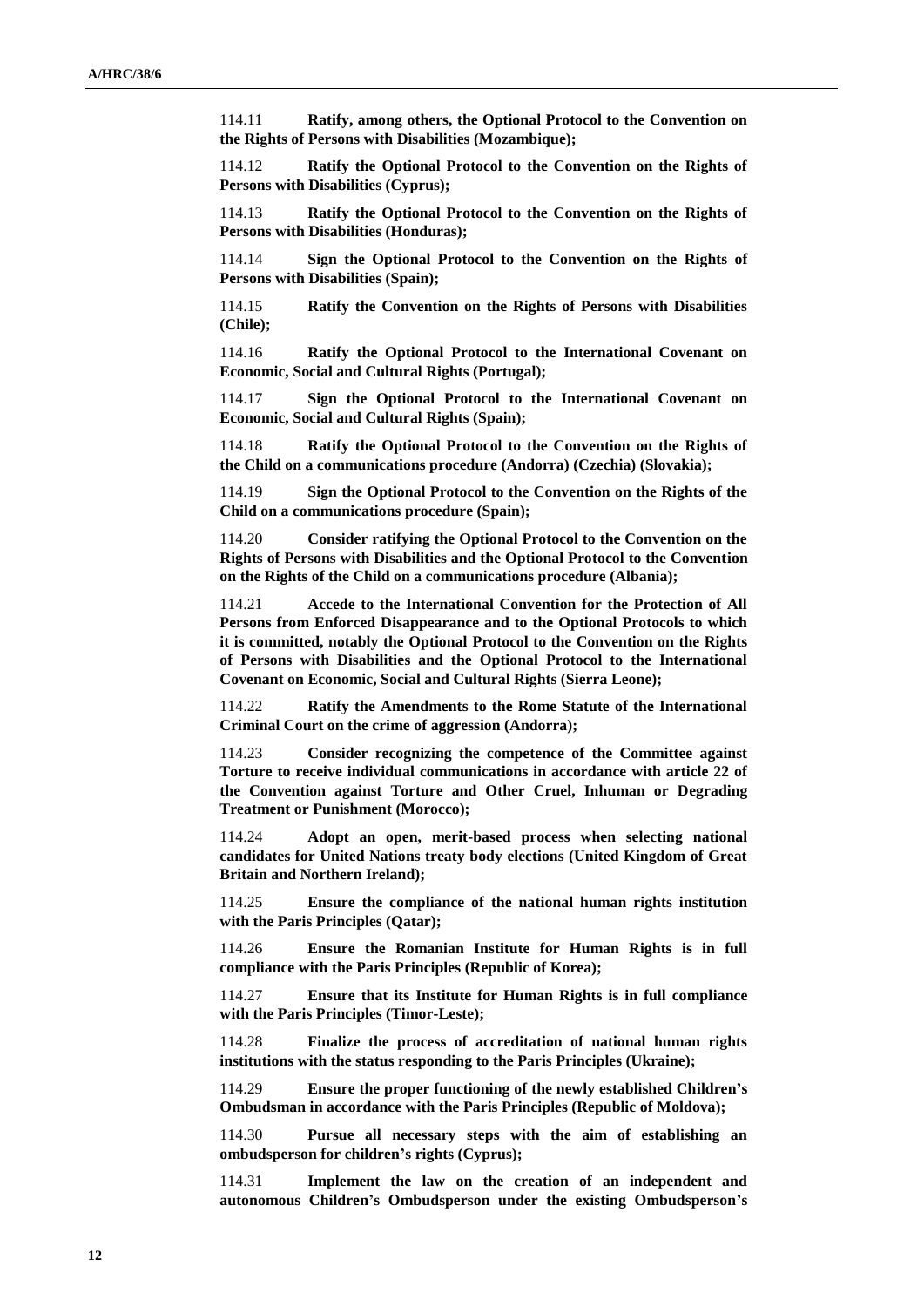114.11 **Ratify, among others, the Optional Protocol to the Convention on the Rights of Persons with Disabilities (Mozambique);**

114.12 **Ratify the Optional Protocol to the Convention on the Rights of Persons with Disabilities (Cyprus);**

114.13 **Ratify the Optional Protocol to the Convention on the Rights of Persons with Disabilities (Honduras);**

114.14 **Sign the Optional Protocol to the Convention on the Rights of Persons with Disabilities (Spain);**

114.15 **Ratify the Convention on the Rights of Persons with Disabilities (Chile);**

114.16 **Ratify the Optional Protocol to the International Covenant on Economic, Social and Cultural Rights (Portugal);**

114.17 **Sign the Optional Protocol to the International Covenant on Economic, Social and Cultural Rights (Spain);**

114.18 **Ratify the Optional Protocol to the Convention on the Rights of the Child on a communications procedure (Andorra) (Czechia) (Slovakia);**

114.19 **Sign the Optional Protocol to the Convention on the Rights of the Child on a communications procedure (Spain);**

114.20 **Consider ratifying the Optional Protocol to the Convention on the Rights of Persons with Disabilities and the Optional Protocol to the Convention on the Rights of the Child on a communications procedure (Albania);**

114.21 **Accede to the International Convention for the Protection of All Persons from Enforced Disappearance and to the Optional Protocols to which it is committed, notably the Optional Protocol to the Convention on the Rights of Persons with Disabilities and the Optional Protocol to the International Covenant on Economic, Social and Cultural Rights (Sierra Leone);**

114.22 **Ratify the Amendments to the Rome Statute of the International Criminal Court on the crime of aggression (Andorra);**

114.23 **Consider recognizing the competence of the Committee against Torture to receive individual communications in accordance with article 22 of the Convention against Torture and Other Cruel, Inhuman or Degrading Treatment or Punishment (Morocco);**

114.24 **Adopt an open, merit-based process when selecting national candidates for United Nations treaty body elections (United Kingdom of Great Britain and Northern Ireland);**

114.25 **Ensure the compliance of the national human rights institution with the Paris Principles (Qatar);**

114.26 **Ensure the Romanian Institute for Human Rights is in full compliance with the Paris Principles (Republic of Korea);**

114.27 **Ensure that its Institute for Human Rights is in full compliance with the Paris Principles (Timor-Leste);**

114.28 **Finalize the process of accreditation of national human rights institutions with the status responding to the Paris Principles (Ukraine);**

114.29 **Ensure the proper functioning of the newly established Children's Ombudsman in accordance with the Paris Principles (Republic of Moldova);**

114.30 **Pursue all necessary steps with the aim of establishing an ombudsperson for children's rights (Cyprus);**

114.31 **Implement the law on the creation of an independent and autonomous Children's Ombudsperson under the existing Ombudsperson's**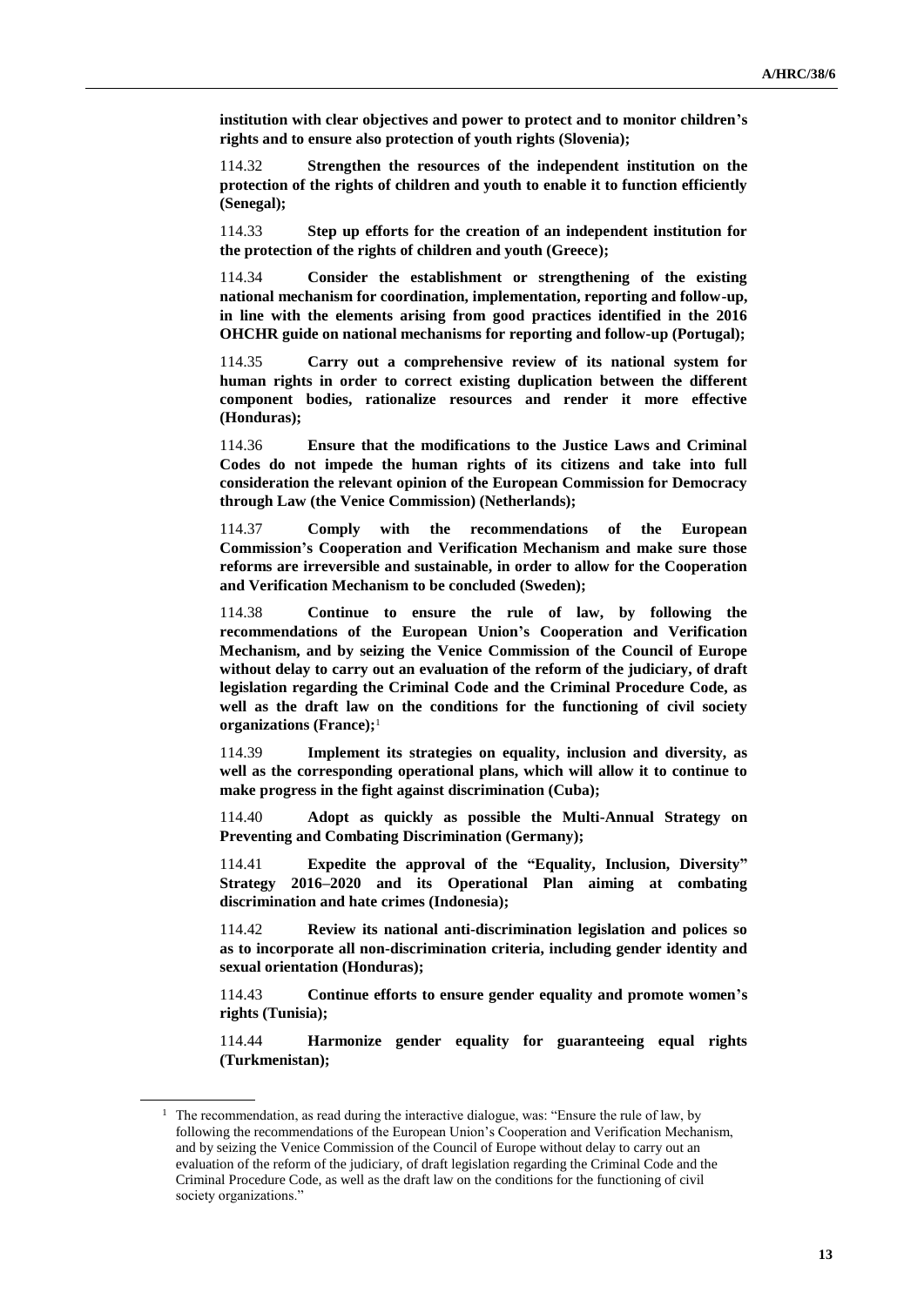**institution with clear objectives and power to protect and to monitor children's rights and to ensure also protection of youth rights (Slovenia);**

114.32 **Strengthen the resources of the independent institution on the protection of the rights of children and youth to enable it to function efficiently (Senegal);**

114.33 **Step up efforts for the creation of an independent institution for the protection of the rights of children and youth (Greece);**

114.34 **Consider the establishment or strengthening of the existing national mechanism for coordination, implementation, reporting and follow-up, in line with the elements arising from good practices identified in the 2016 OHCHR guide on national mechanisms for reporting and follow-up (Portugal);**

114.35 **Carry out a comprehensive review of its national system for human rights in order to correct existing duplication between the different component bodies, rationalize resources and render it more effective (Honduras);**

114.36 **Ensure that the modifications to the Justice Laws and Criminal Codes do not impede the human rights of its citizens and take into full consideration the relevant opinion of the European Commission for Democracy through Law (the Venice Commission) (Netherlands);**

114.37 **Comply with the recommendations of the European Commission's Cooperation and Verification Mechanism and make sure those reforms are irreversible and sustainable, in order to allow for the Cooperation and Verification Mechanism to be concluded (Sweden);**

114.38 **Continue to ensure the rule of law, by following the recommendations of the European Union's Cooperation and Verification Mechanism, and by seizing the Venice Commission of the Council of Europe without delay to carry out an evaluation of the reform of the judiciary, of draft legislation regarding the Criminal Code and the Criminal Procedure Code, as well as the draft law on the conditions for the functioning of civil society organizations (France);**[1]

114.39 **Implement its strategies on equality, inclusion and diversity, as well as the corresponding operational plans, which will allow it to continue to make progress in the fight against discrimination (Cuba);**

114.40 **Adopt as quickly as possible the Multi-Annual Strategy on Preventing and Combating Discrimination (Germany);**

114.41 **Expedite the approval of the "Equality, Inclusion, Diversity" Strategy 2016–2020 and its Operational Plan aiming at combating discrimination and hate crimes (Indonesia);**

114.42 **Review its national anti-discrimination legislation and polices so as to incorporate all non-discrimination criteria, including gender identity and sexual orientation (Honduras);**

114.43 **Continue efforts to ensure gender equality and promote women's rights (Tunisia);**

114.44 **Harmonize gender equality for guaranteeing equal rights (Turkmenistan);**

[1] The recommendation, as read during the interactive dialogue, was: "Ensure the rule of law, by following the recommendations of the European Union's Cooperation and Verification Mechanism, and by seizing the Venice Commission of the Council of Europe without delay to carry out an evaluation of the reform of the judiciary, of draft legislation regarding the Criminal Code and the Criminal Procedure Code, as well as the draft law on the conditions for the functioning of civil society organizations."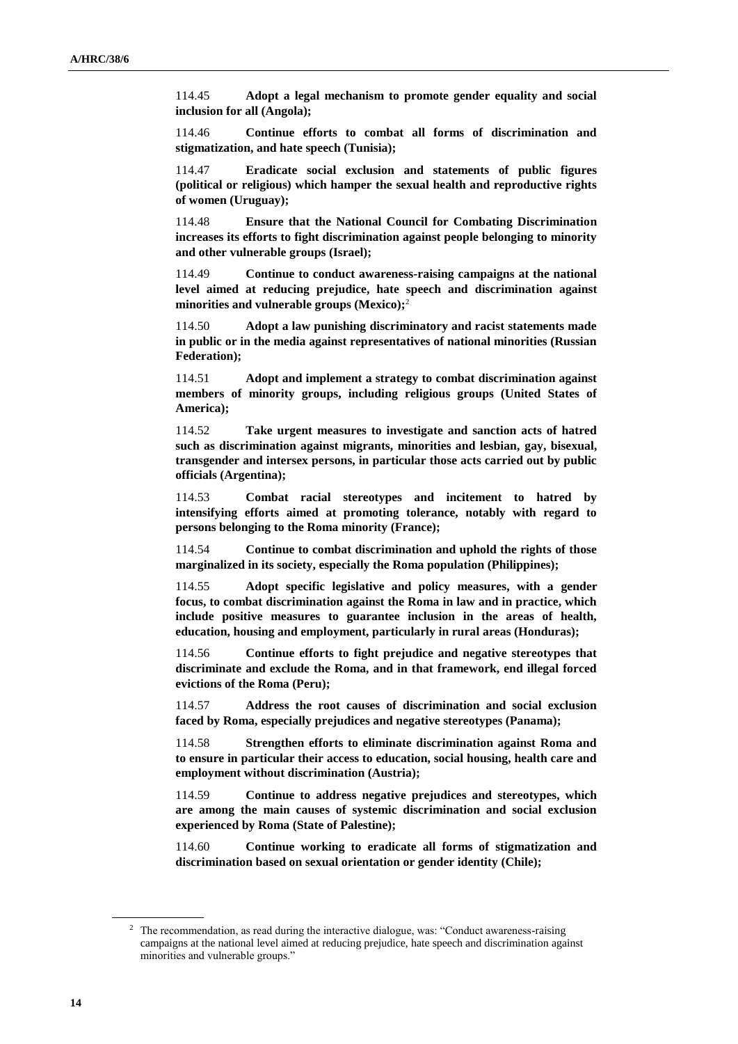114.45 **Adopt a legal mechanism to promote gender equality and social inclusion for all (Angola);**

114.46 **Continue efforts to combat all forms of discrimination and stigmatization, and hate speech (Tunisia);**

114.47 **Eradicate social exclusion and statements of public figures (political or religious) which hamper the sexual health and reproductive rights of women (Uruguay);**

114.48 **Ensure that the National Council for Combating Discrimination increases its efforts to fight discrimination against people belonging to minority and other vulnerable groups (Israel);**

114.49 **Continue to conduct awareness-raising campaigns at the national level aimed at reducing prejudice, hate speech and discrimination against minorities and vulnerable groups (Mexico);**[2]

114.50 **Adopt a law punishing discriminatory and racist statements made in public or in the media against representatives of national minorities (Russian Federation);**

114.51 **Adopt and implement a strategy to combat discrimination against members of minority groups, including religious groups (United States of America);**

114.52 **Take urgent measures to investigate and sanction acts of hatred such as discrimination against migrants, minorities and lesbian, gay, bisexual, transgender and intersex persons, in particular those acts carried out by public officials (Argentina);**

114.53 **Combat racial stereotypes and incitement to hatred by intensifying efforts aimed at promoting tolerance, notably with regard to persons belonging to the Roma minority (France);**

114.54 **Continue to combat discrimination and uphold the rights of those marginalized in its society, especially the Roma population (Philippines);**

114.55 **Adopt specific legislative and policy measures, with a gender focus, to combat discrimination against the Roma in law and in practice, which include positive measures to guarantee inclusion in the areas of health, education, housing and employment, particularly in rural areas (Honduras);**

114.56 **Continue efforts to fight prejudice and negative stereotypes that discriminate and exclude the Roma, and in that framework, end illegal forced evictions of the Roma (Peru);**

114.57 **Address the root causes of discrimination and social exclusion faced by Roma, especially prejudices and negative stereotypes (Panama);**

114.58 **Strengthen efforts to eliminate discrimination against Roma and to ensure in particular their access to education, social housing, health care and employment without discrimination (Austria);**

114.59 **Continue to address negative prejudices and stereotypes, which are among the main causes of systemic discrimination and social exclusion experienced by Roma (State of Palestine);**

114.60 **Continue working to eradicate all forms of stigmatization and discrimination based on sexual orientation or gender identity (Chile);**

[2] The recommendation, as read during the interactive dialogue, was: "Conduct awareness-raising campaigns at the national level aimed at reducing prejudice, hate speech and discrimination against minorities and vulnerable groups."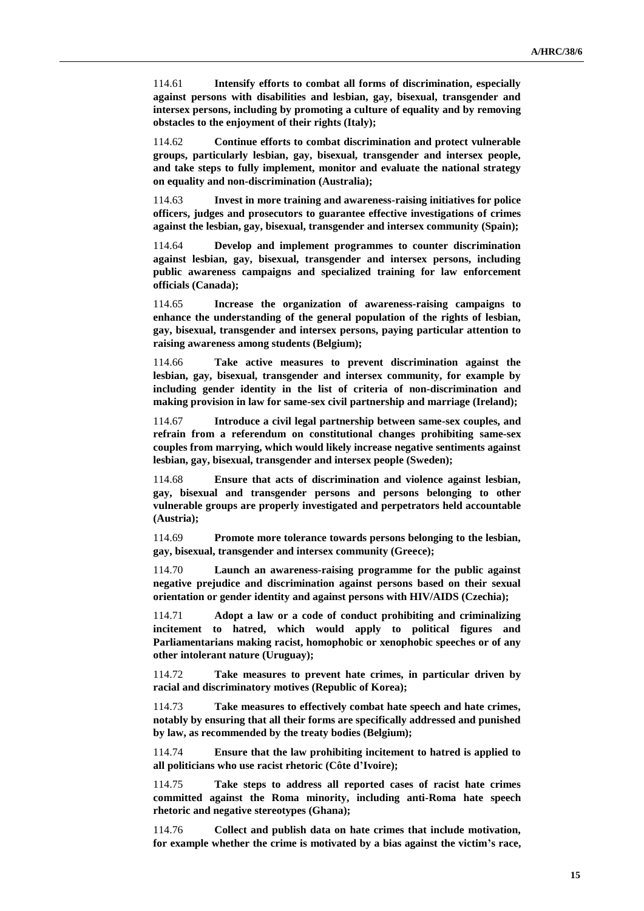114.61 **Intensify efforts to combat all forms of discrimination, especially against persons with disabilities and lesbian, gay, bisexual, transgender and intersex persons, including by promoting a culture of equality and by removing obstacles to the enjoyment of their rights (Italy);**

114.62 **Continue efforts to combat discrimination and protect vulnerable groups, particularly lesbian, gay, bisexual, transgender and intersex people, and take steps to fully implement, monitor and evaluate the national strategy on equality and non-discrimination (Australia);**

114.63 **Invest in more training and awareness-raising initiatives for police officers, judges and prosecutors to guarantee effective investigations of crimes against the lesbian, gay, bisexual, transgender and intersex community (Spain);**

114.64 **Develop and implement programmes to counter discrimination against lesbian, gay, bisexual, transgender and intersex persons, including public awareness campaigns and specialized training for law enforcement officials (Canada);**

114.65 **Increase the organization of awareness-raising campaigns to enhance the understanding of the general population of the rights of lesbian, gay, bisexual, transgender and intersex persons, paying particular attention to raising awareness among students (Belgium);**

114.66 **Take active measures to prevent discrimination against the lesbian, gay, bisexual, transgender and intersex community, for example by including gender identity in the list of criteria of non-discrimination and making provision in law for same-sex civil partnership and marriage (Ireland);**

114.67 **Introduce a civil legal partnership between same-sex couples, and refrain from a referendum on constitutional changes prohibiting same-sex couples from marrying, which would likely increase negative sentiments against lesbian, gay, bisexual, transgender and intersex people (Sweden);**

114.68 **Ensure that acts of discrimination and violence against lesbian, gay, bisexual and transgender persons and persons belonging to other vulnerable groups are properly investigated and perpetrators held accountable (Austria);**

114.69 **Promote more tolerance towards persons belonging to the lesbian, gay, bisexual, transgender and intersex community (Greece);**

114.70 **Launch an awareness-raising programme for the public against negative prejudice and discrimination against persons based on their sexual orientation or gender identity and against persons with HIV/AIDS (Czechia);**

114.71 **Adopt a law or a code of conduct prohibiting and criminalizing incitement to hatred, which would apply to political figures and Parliamentarians making racist, homophobic or xenophobic speeches or of any other intolerant nature (Uruguay);**

114.72 **Take measures to prevent hate crimes, in particular driven by racial and discriminatory motives (Republic of Korea);**

114.73 **Take measures to effectively combat hate speech and hate crimes, notably by ensuring that all their forms are specifically addressed and punished by law, as recommended by the treaty bodies (Belgium);**

114.74 **Ensure that the law prohibiting incitement to hatred is applied to all politicians who use racist rhetoric (Côte d'Ivoire);**

114.75 **Take steps to address all reported cases of racist hate crimes committed against the Roma minority, including anti-Roma hate speech rhetoric and negative stereotypes (Ghana);**

114.76 **Collect and publish data on hate crimes that include motivation, for example whether the crime is motivated by a bias against the victim's race,**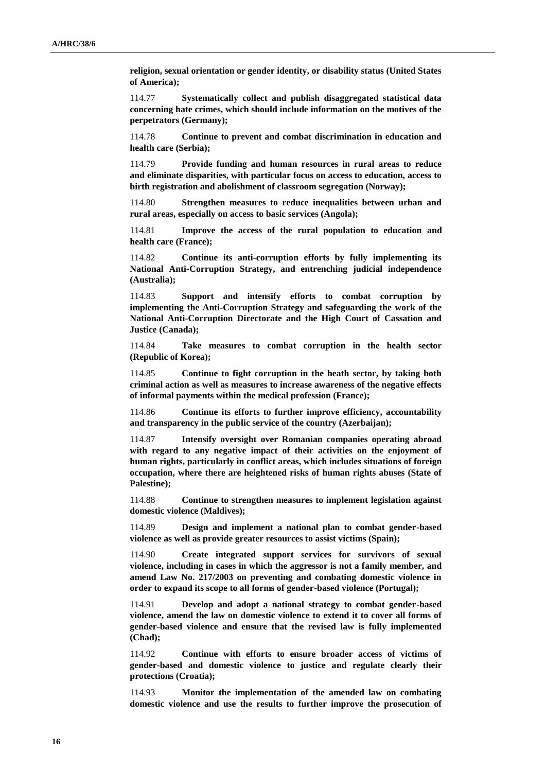**religion, sexual orientation or gender identity, or disability status (United States of America);**

114.77 **Systematically collect and publish disaggregated statistical data concerning hate crimes, which should include information on the motives of the perpetrators (Germany);**

114.78 **Continue to prevent and combat discrimination in education and health care (Serbia);**

114.79 **Provide funding and human resources in rural areas to reduce and eliminate disparities, with particular focus on access to education, access to birth registration and abolishment of classroom segregation (Norway);**

114.80 **Strengthen measures to reduce inequalities between urban and rural areas, especially on access to basic services (Angola);**

114.81 **Improve the access of the rural population to education and health care (France);**

114.82 **Continue its anti-corruption efforts by fully implementing its National Anti-Corruption Strategy, and entrenching judicial independence (Australia);**

114.83 **Support and intensify efforts to combat corruption by implementing the Anti-Corruption Strategy and safeguarding the work of the National Anti-Corruption Directorate and the High Court of Cassation and Justice (Canada);**

114.84 **Take measures to combat corruption in the health sector (Republic of Korea);**

114.85 **Continue to fight corruption in the heath sector, by taking both criminal action as well as measures to increase awareness of the negative effects of informal payments within the medical profession (France);**

114.86 **Continue its efforts to further improve efficiency, accountability and transparency in the public service of the country (Azerbaijan);**

114.87 **Intensify oversight over Romanian companies operating abroad with regard to any negative impact of their activities on the enjoyment of human rights, particularly in conflict areas, which includes situations of foreign occupation, where there are heightened risks of human rights abuses (State of Palestine);**

114.88 **Continue to strengthen measures to implement legislation against domestic violence (Maldives);**

114.89 **Design and implement a national plan to combat gender-based violence as well as provide greater resources to assist victims (Spain);**

114.90 **Create integrated support services for survivors of sexual violence, including in cases in which the aggressor is not a family member, and amend Law No. 217/2003 on preventing and combating domestic violence in order to expand its scope to all forms of gender-based violence (Portugal);**

114.91 **Develop and adopt a national strategy to combat gender-based violence, amend the law on domestic violence to extend it to cover all forms of gender-based violence and ensure that the revised law is fully implemented (Chad);**

114.92 **Continue with efforts to ensure broader access of victims of gender-based and domestic violence to justice and regulate clearly their protections (Croatia);**

114.93 **Monitor the implementation of the amended law on combating domestic violence and use the results to further improve the prosecution of**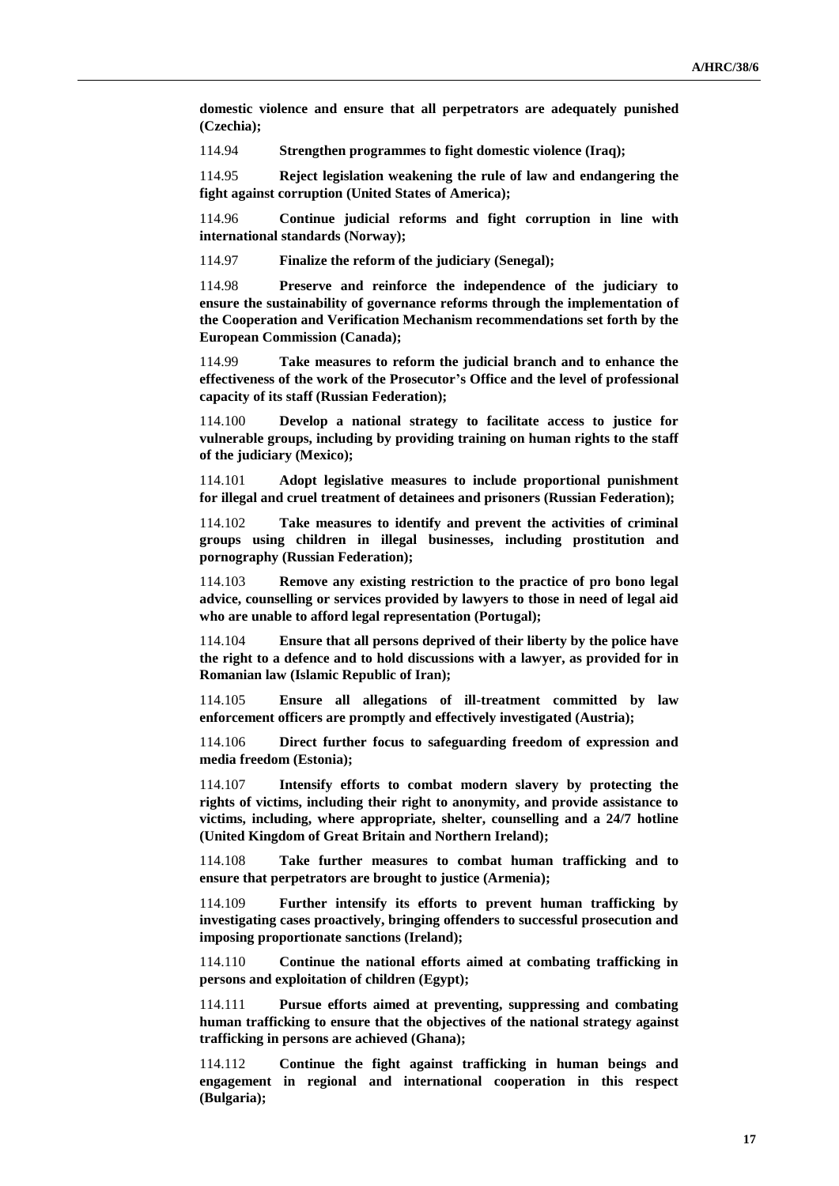**domestic violence and ensure that all perpetrators are adequately punished (Czechia);**

114.94 **Strengthen programmes to fight domestic violence (Iraq);**

114.95 **Reject legislation weakening the rule of law and endangering the fight against corruption (United States of America);**

114.96 **Continue judicial reforms and fight corruption in line with international standards (Norway);**

114.97 **Finalize the reform of the judiciary (Senegal);**

114.98 **Preserve and reinforce the independence of the judiciary to ensure the sustainability of governance reforms through the implementation of the Cooperation and Verification Mechanism recommendations set forth by the European Commission (Canada);**

114.99 **Take measures to reform the judicial branch and to enhance the effectiveness of the work of the Prosecutor's Office and the level of professional capacity of its staff (Russian Federation);**

114.100 **Develop a national strategy to facilitate access to justice for vulnerable groups, including by providing training on human rights to the staff of the judiciary (Mexico);**

114.101 **Adopt legislative measures to include proportional punishment for illegal and cruel treatment of detainees and prisoners (Russian Federation);**

114.102 **Take measures to identify and prevent the activities of criminal groups using children in illegal businesses, including prostitution and pornography (Russian Federation);**

114.103 **Remove any existing restriction to the practice of pro bono legal advice, counselling or services provided by lawyers to those in need of legal aid who are unable to afford legal representation (Portugal);**

114.104 **Ensure that all persons deprived of their liberty by the police have the right to a defence and to hold discussions with a lawyer, as provided for in Romanian law (Islamic Republic of Iran);**

114.105 **Ensure all allegations of ill-treatment committed by law enforcement officers are promptly and effectively investigated (Austria);**

114.106 **Direct further focus to safeguarding freedom of expression and media freedom (Estonia);**

114.107 **Intensify efforts to combat modern slavery by protecting the rights of victims, including their right to anonymity, and provide assistance to victims, including, where appropriate, shelter, counselling and a 24/7 hotline (United Kingdom of Great Britain and Northern Ireland);**

114.108 **Take further measures to combat human trafficking and to ensure that perpetrators are brought to justice (Armenia);**

114.109 **Further intensify its efforts to prevent human trafficking by investigating cases proactively, bringing offenders to successful prosecution and imposing proportionate sanctions (Ireland);**

114.110 **Continue the national efforts aimed at combating trafficking in persons and exploitation of children (Egypt);**

114.111 **Pursue efforts aimed at preventing, suppressing and combating human trafficking to ensure that the objectives of the national strategy against trafficking in persons are achieved (Ghana);**

114.112 **Continue the fight against trafficking in human beings and engagement in regional and international cooperation in this respect (Bulgaria);**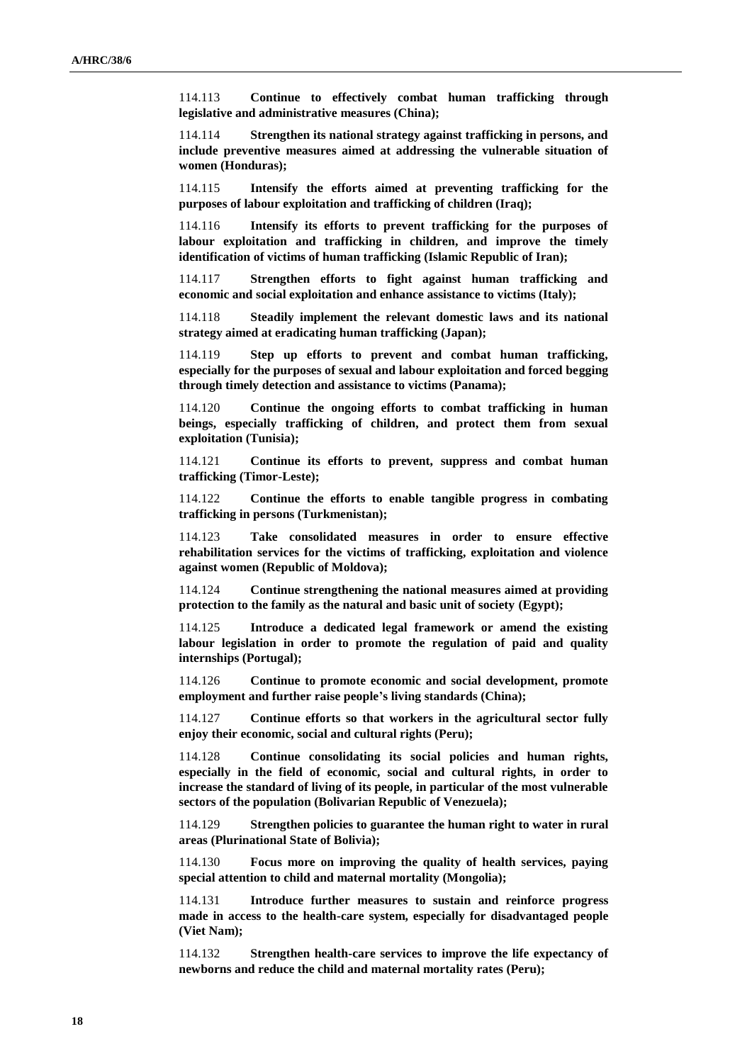114.113 **Continue to effectively combat human trafficking through legislative and administrative measures (China);**

114.114 **Strengthen its national strategy against trafficking in persons, and include preventive measures aimed at addressing the vulnerable situation of women (Honduras);**

114.115 **Intensify the efforts aimed at preventing trafficking for the purposes of labour exploitation and trafficking of children (Iraq);**

114.116 **Intensify its efforts to prevent trafficking for the purposes of labour exploitation and trafficking in children, and improve the timely identification of victims of human trafficking (Islamic Republic of Iran);**

114.117 **Strengthen efforts to fight against human trafficking and economic and social exploitation and enhance assistance to victims (Italy);**

114.118 **Steadily implement the relevant domestic laws and its national strategy aimed at eradicating human trafficking (Japan);**

114.119 **Step up efforts to prevent and combat human trafficking, especially for the purposes of sexual and labour exploitation and forced begging through timely detection and assistance to victims (Panama);**

114.120 **Continue the ongoing efforts to combat trafficking in human beings, especially trafficking of children, and protect them from sexual exploitation (Tunisia);**

114.121 **Continue its efforts to prevent, suppress and combat human trafficking (Timor-Leste);**

114.122 **Continue the efforts to enable tangible progress in combating trafficking in persons (Turkmenistan);**

114.123 **Take consolidated measures in order to ensure effective rehabilitation services for the victims of trafficking, exploitation and violence against women (Republic of Moldova);**

114.124 **Continue strengthening the national measures aimed at providing protection to the family as the natural and basic unit of society (Egypt);**

114.125 **Introduce a dedicated legal framework or amend the existing labour legislation in order to promote the regulation of paid and quality internships (Portugal);**

114.126 **Continue to promote economic and social development, promote employment and further raise people's living standards (China);**

114.127 **Continue efforts so that workers in the agricultural sector fully enjoy their economic, social and cultural rights (Peru);**

114.128 **Continue consolidating its social policies and human rights, especially in the field of economic, social and cultural rights, in order to increase the standard of living of its people, in particular of the most vulnerable sectors of the population (Bolivarian Republic of Venezuela);**

114.129 **Strengthen policies to guarantee the human right to water in rural areas (Plurinational State of Bolivia);**

114.130 **Focus more on improving the quality of health services, paying special attention to child and maternal mortality (Mongolia);**

114.131 **Introduce further measures to sustain and reinforce progress made in access to the health-care system, especially for disadvantaged people (Viet Nam);**

114.132 **Strengthen health-care services to improve the life expectancy of newborns and reduce the child and maternal mortality rates (Peru);**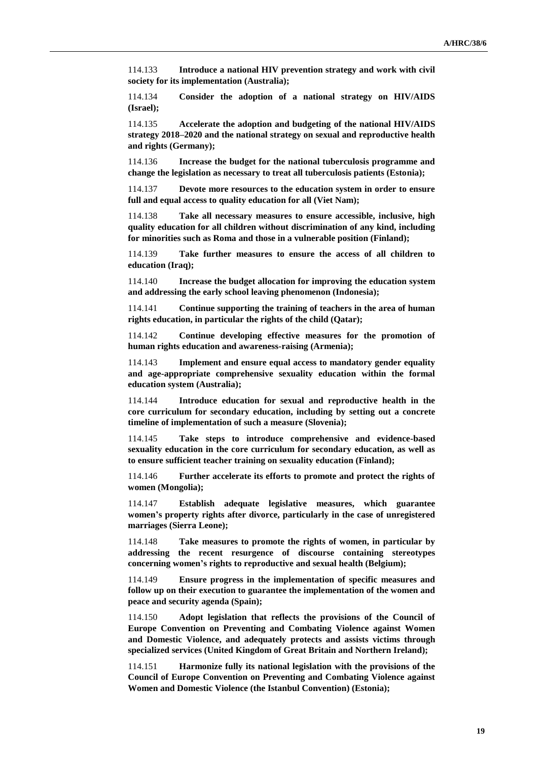114.133 **Introduce a national HIV prevention strategy and work with civil society for its implementation (Australia);**

114.134 **Consider the adoption of a national strategy on HIV/AIDS (Israel);**

114.135 **Accelerate the adoption and budgeting of the national HIV/AIDS strategy 2018–2020 and the national strategy on sexual and reproductive health and rights (Germany);**

114.136 **Increase the budget for the national tuberculosis programme and change the legislation as necessary to treat all tuberculosis patients (Estonia);**

114.137 **Devote more resources to the education system in order to ensure full and equal access to quality education for all (Viet Nam);**

114.138 **Take all necessary measures to ensure accessible, inclusive, high quality education for all children without discrimination of any kind, including for minorities such as Roma and those in a vulnerable position (Finland);**

114.139 **Take further measures to ensure the access of all children to education (Iraq);**

114.140 **Increase the budget allocation for improving the education system and addressing the early school leaving phenomenon (Indonesia);**

114.141 **Continue supporting the training of teachers in the area of human rights education, in particular the rights of the child (Qatar);**

114.142 **Continue developing effective measures for the promotion of human rights education and awareness-raising (Armenia);**

114.143 **Implement and ensure equal access to mandatory gender equality and age-appropriate comprehensive sexuality education within the formal education system (Australia);**

114.144 **Introduce education for sexual and reproductive health in the core curriculum for secondary education, including by setting out a concrete timeline of implementation of such a measure (Slovenia);**

114.145 **Take steps to introduce comprehensive and evidence-based sexuality education in the core curriculum for secondary education, as well as to ensure sufficient teacher training on sexuality education (Finland);**

114.146 **Further accelerate its efforts to promote and protect the rights of women (Mongolia);**

114.147 **Establish adequate legislative measures, which guarantee women's property rights after divorce, particularly in the case of unregistered marriages (Sierra Leone);**

114.148 **Take measures to promote the rights of women, in particular by addressing the recent resurgence of discourse containing stereotypes concerning women's rights to reproductive and sexual health (Belgium);**

114.149 **Ensure progress in the implementation of specific measures and follow up on their execution to guarantee the implementation of the women and peace and security agenda (Spain);**

114.150 **Adopt legislation that reflects the provisions of the Council of Europe Convention on Preventing and Combating Violence against Women and Domestic Violence, and adequately protects and assists victims through specialized services (United Kingdom of Great Britain and Northern Ireland);**

114.151 **Harmonize fully its national legislation with the provisions of the Council of Europe Convention on Preventing and Combating Violence against Women and Domestic Violence (the Istanbul Convention) (Estonia);**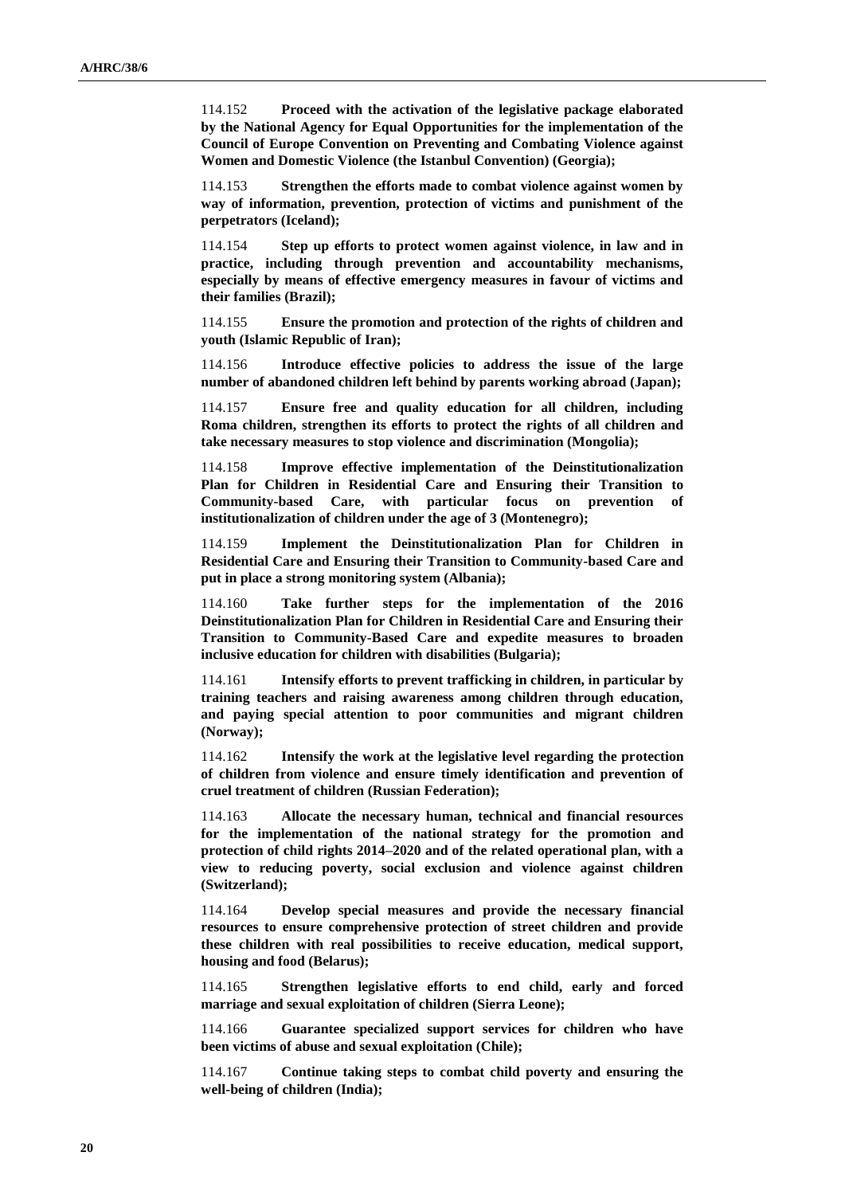114.152 **Proceed with the activation of the legislative package elaborated by the National Agency for Equal Opportunities for the implementation of the Council of Europe Convention on Preventing and Combating Violence against Women and Domestic Violence (the Istanbul Convention) (Georgia);**

114.153 **Strengthen the efforts made to combat violence against women by way of information, prevention, protection of victims and punishment of the perpetrators (Iceland);**

114.154 **Step up efforts to protect women against violence, in law and in practice, including through prevention and accountability mechanisms, especially by means of effective emergency measures in favour of victims and their families (Brazil);**

114.155 **Ensure the promotion and protection of the rights of children and youth (Islamic Republic of Iran);**

114.156 **Introduce effective policies to address the issue of the large number of abandoned children left behind by parents working abroad (Japan);**

114.157 **Ensure free and quality education for all children, including Roma children, strengthen its efforts to protect the rights of all children and take necessary measures to stop violence and discrimination (Mongolia);**

114.158 **Improve effective implementation of the Deinstitutionalization Plan for Children in Residential Care and Ensuring their Transition to Community-based Care, with particular focus on prevention of institutionalization of children under the age of 3 (Montenegro);**

114.159 **Implement the Deinstitutionalization Plan for Children in Residential Care and Ensuring their Transition to Community-based Care and put in place a strong monitoring system (Albania);**

114.160 **Take further steps for the implementation of the 2016 Deinstitutionalization Plan for Children in Residential Care and Ensuring their Transition to Community-Based Care and expedite measures to broaden inclusive education for children with disabilities (Bulgaria);**

114.161 **Intensify efforts to prevent trafficking in children, in particular by training teachers and raising awareness among children through education, and paying special attention to poor communities and migrant children (Norway);**

114.162 **Intensify the work at the legislative level regarding the protection of children from violence and ensure timely identification and prevention of cruel treatment of children (Russian Federation);**

114.163 **Allocate the necessary human, technical and financial resources for the implementation of the national strategy for the promotion and protection of child rights 2014–2020 and of the related operational plan, with a view to reducing poverty, social exclusion and violence against children (Switzerland);**

114.164 **Develop special measures and provide the necessary financial resources to ensure comprehensive protection of street children and provide these children with real possibilities to receive education, medical support, housing and food (Belarus);**

114.165 **Strengthen legislative efforts to end child, early and forced marriage and sexual exploitation of children (Sierra Leone);**

114.166 **Guarantee specialized support services for children who have been victims of abuse and sexual exploitation (Chile);**

114.167 **Continue taking steps to combat child poverty and ensuring the well-being of children (India);**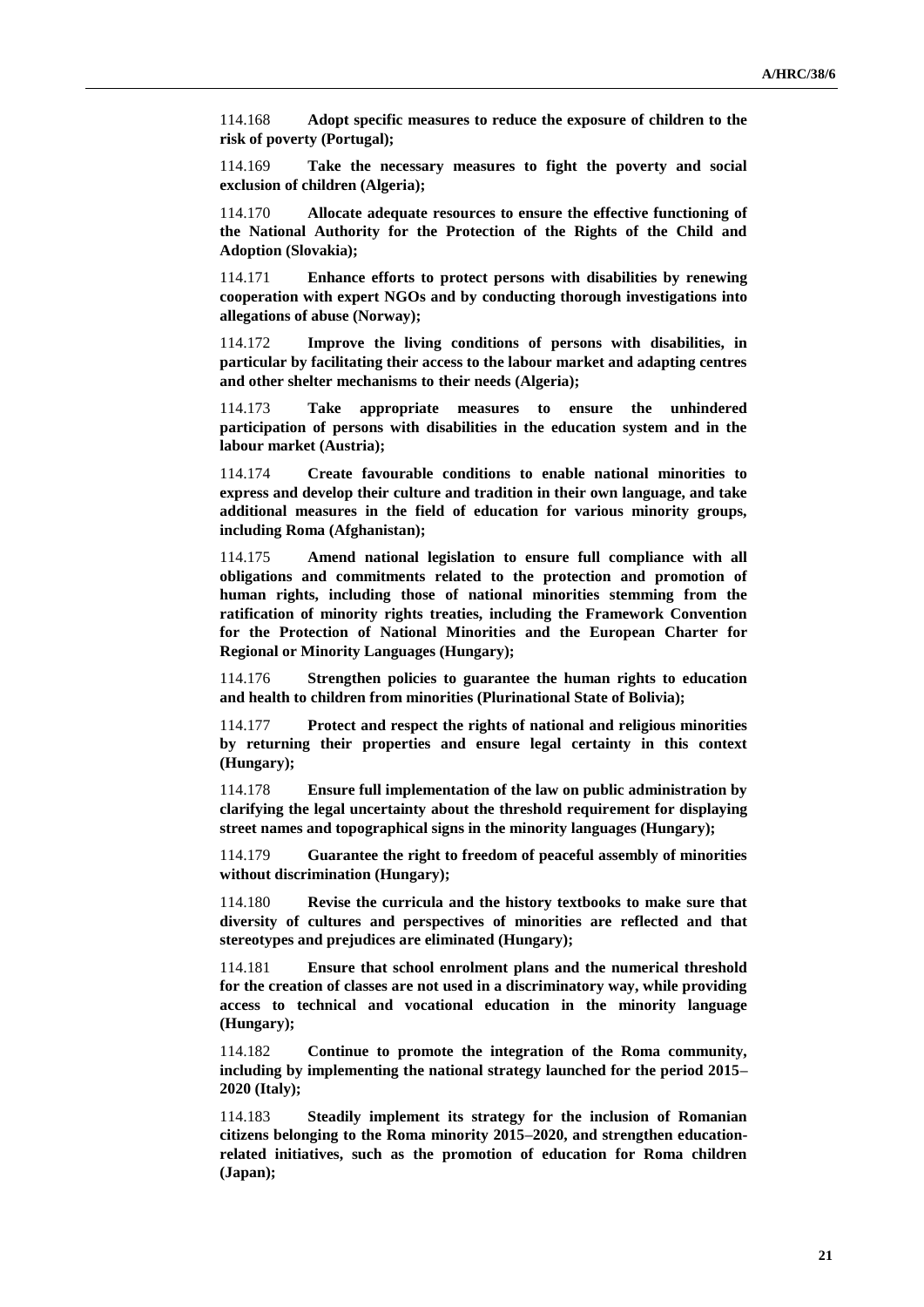114.168 **Adopt specific measures to reduce the exposure of children to the risk of poverty (Portugal);**

114.169 **Take the necessary measures to fight the poverty and social exclusion of children (Algeria);**

114.170 **Allocate adequate resources to ensure the effective functioning of the National Authority for the Protection of the Rights of the Child and Adoption (Slovakia);**

114.171 **Enhance efforts to protect persons with disabilities by renewing cooperation with expert NGOs and by conducting thorough investigations into allegations of abuse (Norway);**

114.172 **Improve the living conditions of persons with disabilities, in particular by facilitating their access to the labour market and adapting centres and other shelter mechanisms to their needs (Algeria);**

114.173 **Take appropriate measures to ensure the unhindered participation of persons with disabilities in the education system and in the labour market (Austria);**

114.174 **Create favourable conditions to enable national minorities to express and develop their culture and tradition in their own language, and take additional measures in the field of education for various minority groups, including Roma (Afghanistan);**

114.175 **Amend national legislation to ensure full compliance with all obligations and commitments related to the protection and promotion of human rights, including those of national minorities stemming from the ratification of minority rights treaties, including the Framework Convention for the Protection of National Minorities and the European Charter for Regional or Minority Languages (Hungary);**

114.176 **Strengthen policies to guarantee the human rights to education and health to children from minorities (Plurinational State of Bolivia);**

114.177 **Protect and respect the rights of national and religious minorities by returning their properties and ensure legal certainty in this context (Hungary);**

114.178 **Ensure full implementation of the law on public administration by clarifying the legal uncertainty about the threshold requirement for displaying street names and topographical signs in the minority languages (Hungary);**

114.179 **Guarantee the right to freedom of peaceful assembly of minorities without discrimination (Hungary);**

114.180 **Revise the curricula and the history textbooks to make sure that diversity of cultures and perspectives of minorities are reflected and that stereotypes and prejudices are eliminated (Hungary);**

114.181 **Ensure that school enrolment plans and the numerical threshold for the creation of classes are not used in a discriminatory way, while providing access to technical and vocational education in the minority language (Hungary);**

114.182 **Continue to promote the integration of the Roma community, including by implementing the national strategy launched for the period 2015–2020 (Italy);**

114.183 **Steadily implement its strategy for the inclusion of Romanian citizens belonging to the Roma minority 2015–2020, and strengthen education-related initiatives, such as the promotion of education for Roma children (Japan);**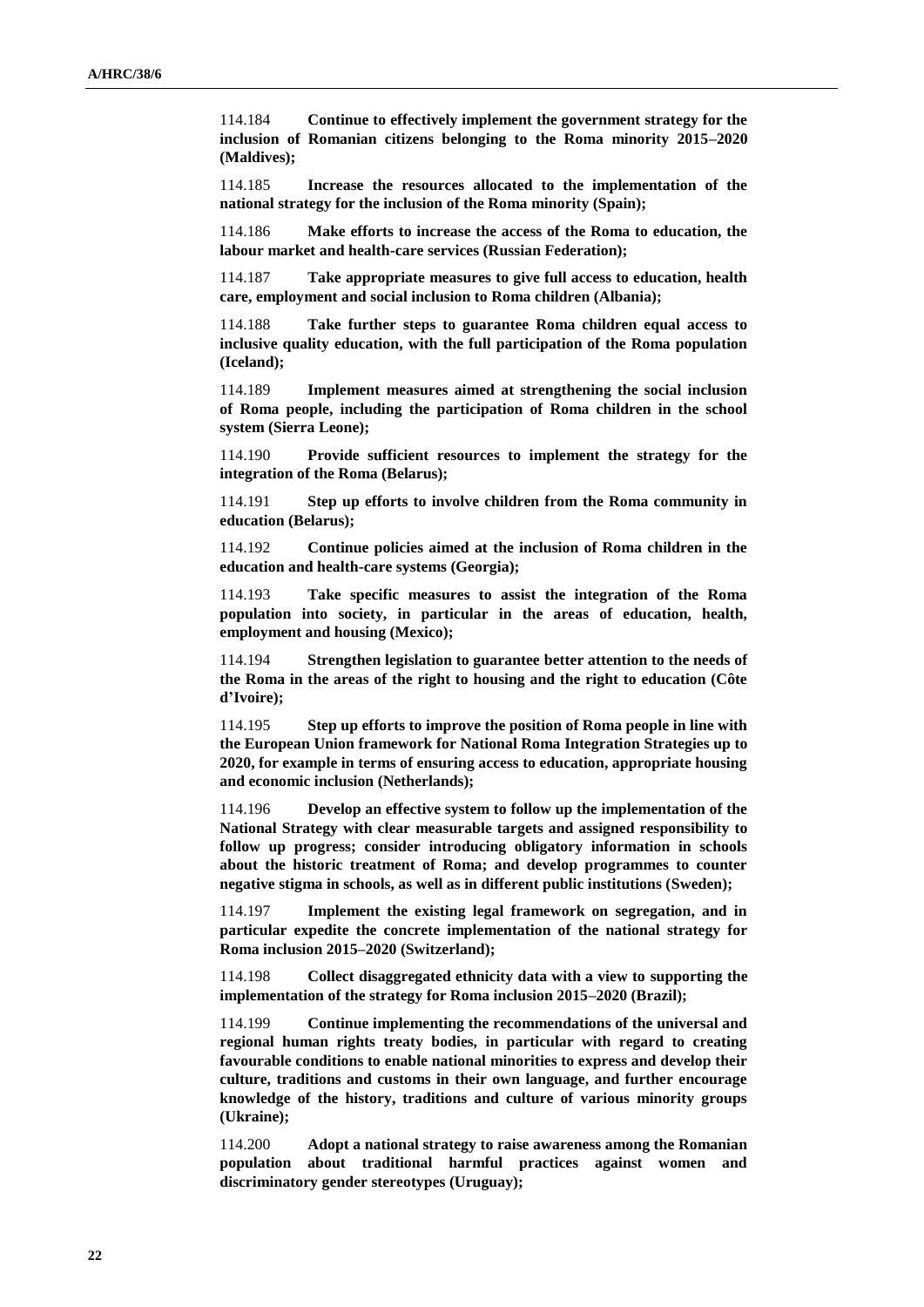114.184 **Continue to effectively implement the government strategy for the inclusion of Romanian citizens belonging to the Roma minority 2015–2020 (Maldives);**

114.185 **Increase the resources allocated to the implementation of the national strategy for the inclusion of the Roma minority (Spain);**

114.186 **Make efforts to increase the access of the Roma to education, the labour market and health-care services (Russian Federation);**

114.187 **Take appropriate measures to give full access to education, health care, employment and social inclusion to Roma children (Albania);**

114.188 **Take further steps to guarantee Roma children equal access to inclusive quality education, with the full participation of the Roma population (Iceland);**

114.189 **Implement measures aimed at strengthening the social inclusion of Roma people, including the participation of Roma children in the school system (Sierra Leone);**

114.190 **Provide sufficient resources to implement the strategy for the integration of the Roma (Belarus);**

114.191 **Step up efforts to involve children from the Roma community in education (Belarus);**

114.192 **Continue policies aimed at the inclusion of Roma children in the education and health-care systems (Georgia);**

114.193 **Take specific measures to assist the integration of the Roma population into society, in particular in the areas of education, health, employment and housing (Mexico);**

114.194 **Strengthen legislation to guarantee better attention to the needs of the Roma in the areas of the right to housing and the right to education (Côte d'Ivoire);**

114.195 **Step up efforts to improve the position of Roma people in line with the European Union framework for National Roma Integration Strategies up to 2020, for example in terms of ensuring access to education, appropriate housing and economic inclusion (Netherlands);**

114.196 **Develop an effective system to follow up the implementation of the National Strategy with clear measurable targets and assigned responsibility to follow up progress; consider introducing obligatory information in schools about the historic treatment of Roma; and develop programmes to counter negative stigma in schools, as well as in different public institutions (Sweden);**

114.197 **Implement the existing legal framework on segregation, and in particular expedite the concrete implementation of the national strategy for Roma inclusion 2015–2020 (Switzerland);**

114.198 **Collect disaggregated ethnicity data with a view to supporting the implementation of the strategy for Roma inclusion 2015–2020 (Brazil);**

114.199 **Continue implementing the recommendations of the universal and regional human rights treaty bodies, in particular with regard to creating favourable conditions to enable national minorities to express and develop their culture, traditions and customs in their own language, and further encourage knowledge of the history, traditions and culture of various minority groups (Ukraine);**

114.200 **Adopt a national strategy to raise awareness among the Romanian population about traditional harmful practices against women and discriminatory gender stereotypes (Uruguay);**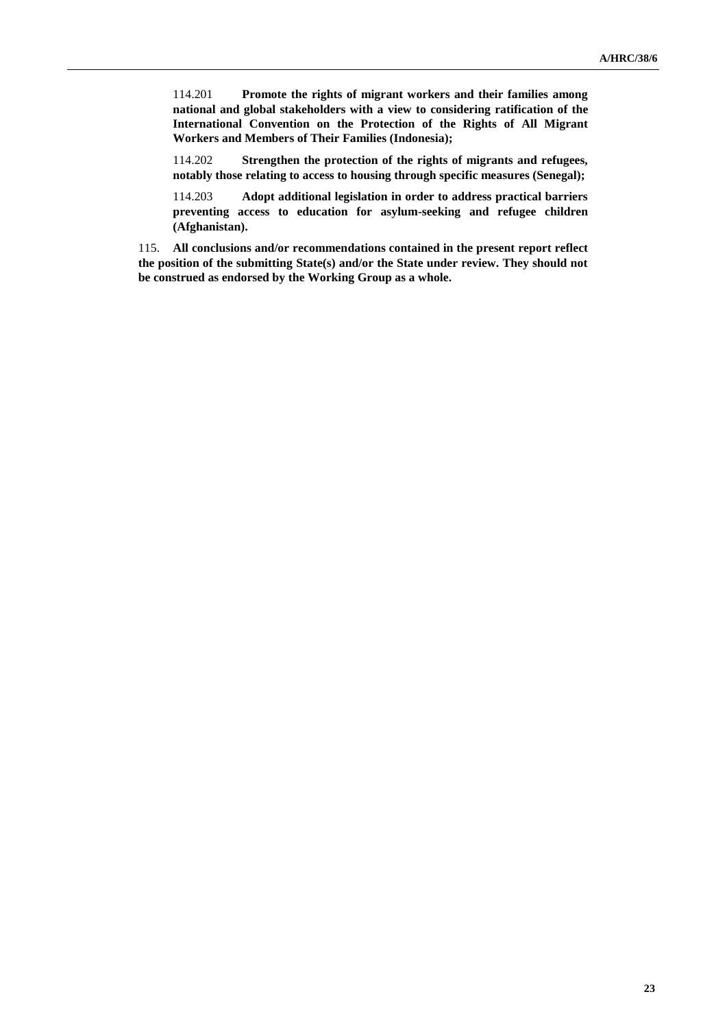114.201 **Promote the rights of migrant workers and their families among national and global stakeholders with a view to considering ratification of the International Convention on the Protection of the Rights of All Migrant Workers and Members of Their Families (Indonesia);**

114.202 **Strengthen the protection of the rights of migrants and refugees, notably those relating to access to housing through specific measures (Senegal);**

114.203 **Adopt additional legislation in order to address practical barriers preventing access to education for asylum-seeking and refugee children (Afghanistan).**

115. **All conclusions and/or recommendations contained in the present report reflect the position of the submitting State(s) and/or the State under review. They should not be construed as endorsed by the Working Group as a whole.**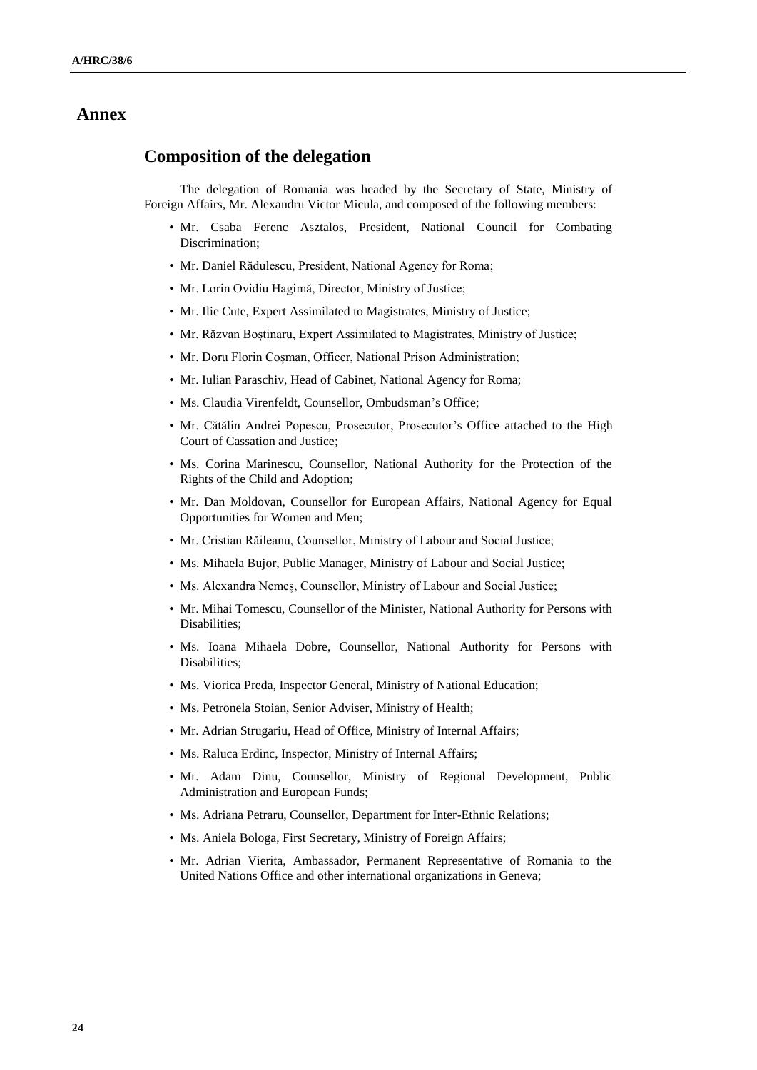# Annex

## Composition of the delegation

The delegation of Romania was headed by the Secretary of State, Ministry of Foreign Affairs, Mr. Alexandru Victor Micula, and composed of the following members:

- Mr. Csaba Ferenc Asztalos, President, National Council for Combating Discrimination;
- Mr. Daniel Rădulescu, President, National Agency for Roma;
- Mr. Lorin Ovidiu Hagimă, Director, Ministry of Justice;
- Mr. Ilie Cute, Expert Assimilated to Magistrates, Ministry of Justice;
- Mr. Răzvan Boștinaru, Expert Assimilated to Magistrates, Ministry of Justice;
- Mr. Doru Florin Coșman, Officer, National Prison Administration;
- Mr. Iulian Paraschiv, Head of Cabinet, National Agency for Roma;
- Ms. Claudia Virenfeldt, Counsellor, Ombudsman's Office;
- Mr. Cătălin Andrei Popescu, Prosecutor, Prosecutor's Office attached to the High Court of Cassation and Justice;
- Ms. Corina Marinescu, Counsellor, National Authority for the Protection of the Rights of the Child and Adoption;
- Mr. Dan Moldovan, Counsellor for European Affairs, National Agency for Equal Opportunities for Women and Men;
- Mr. Cristian Răileanu, Counsellor, Ministry of Labour and Social Justice;
- Ms. Mihaela Bujor, Public Manager, Ministry of Labour and Social Justice;
- Ms. Alexandra Nemeș, Counsellor, Ministry of Labour and Social Justice;
- Mr. Mihai Tomescu, Counsellor of the Minister, National Authority for Persons with Disabilities;
- Ms. Ioana Mihaela Dobre, Counsellor, National Authority for Persons with Disabilities;
- Ms. Viorica Preda, Inspector General, Ministry of National Education;
- Ms. Petronela Stoian, Senior Adviser, Ministry of Health;
- Mr. Adrian Strugariu, Head of Office, Ministry of Internal Affairs;
- Ms. Raluca Erdinc, Inspector, Ministry of Internal Affairs;
- Mr. Adam Dinu, Counsellor, Ministry of Regional Development, Public Administration and European Funds;
- Ms. Adriana Petraru, Counsellor, Department for Inter-Ethnic Relations;
- Ms. Aniela Bologa, First Secretary, Ministry of Foreign Affairs;
- Mr. Adrian Vierita, Ambassador, Permanent Representative of Romania to the United Nations Office and other international organizations in Geneva;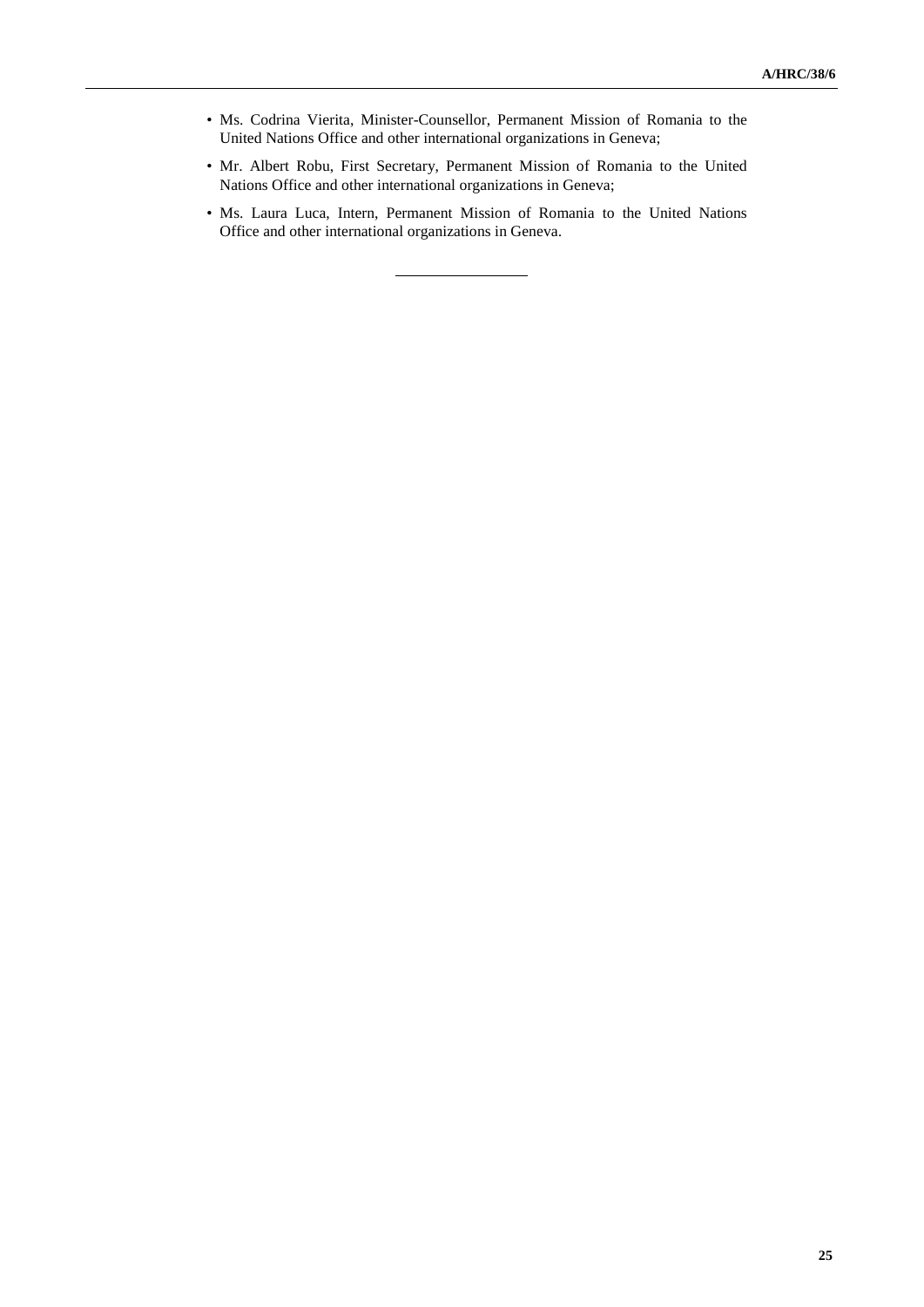- Ms. Codrina Vierita, Minister-Counsellor, Permanent Mission of Romania to the United Nations Office and other international organizations in Geneva;
- Mr. Albert Robu, First Secretary, Permanent Mission of Romania to the United Nations Office and other international organizations in Geneva;
- Ms. Laura Luca, Intern, Permanent Mission of Romania to the United Nations Office and other international organizations in Geneva.